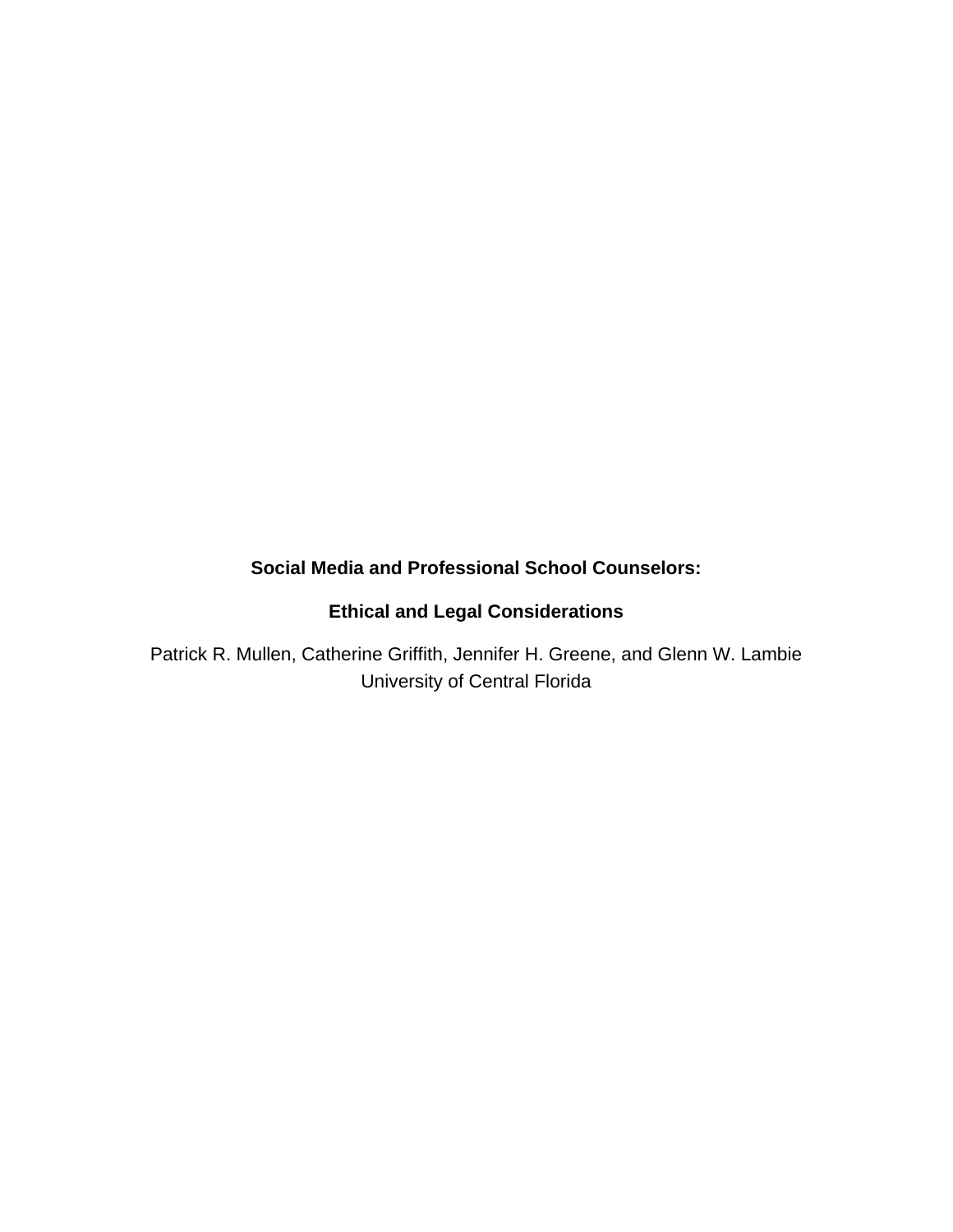# Social Media and Professional School Counselors:

# Ethical and Legal Considerations

Patrick R. Mullen, Catherine Griffith, Jennifer H. Greene, and Glenn W. Lambie
University of Central Florida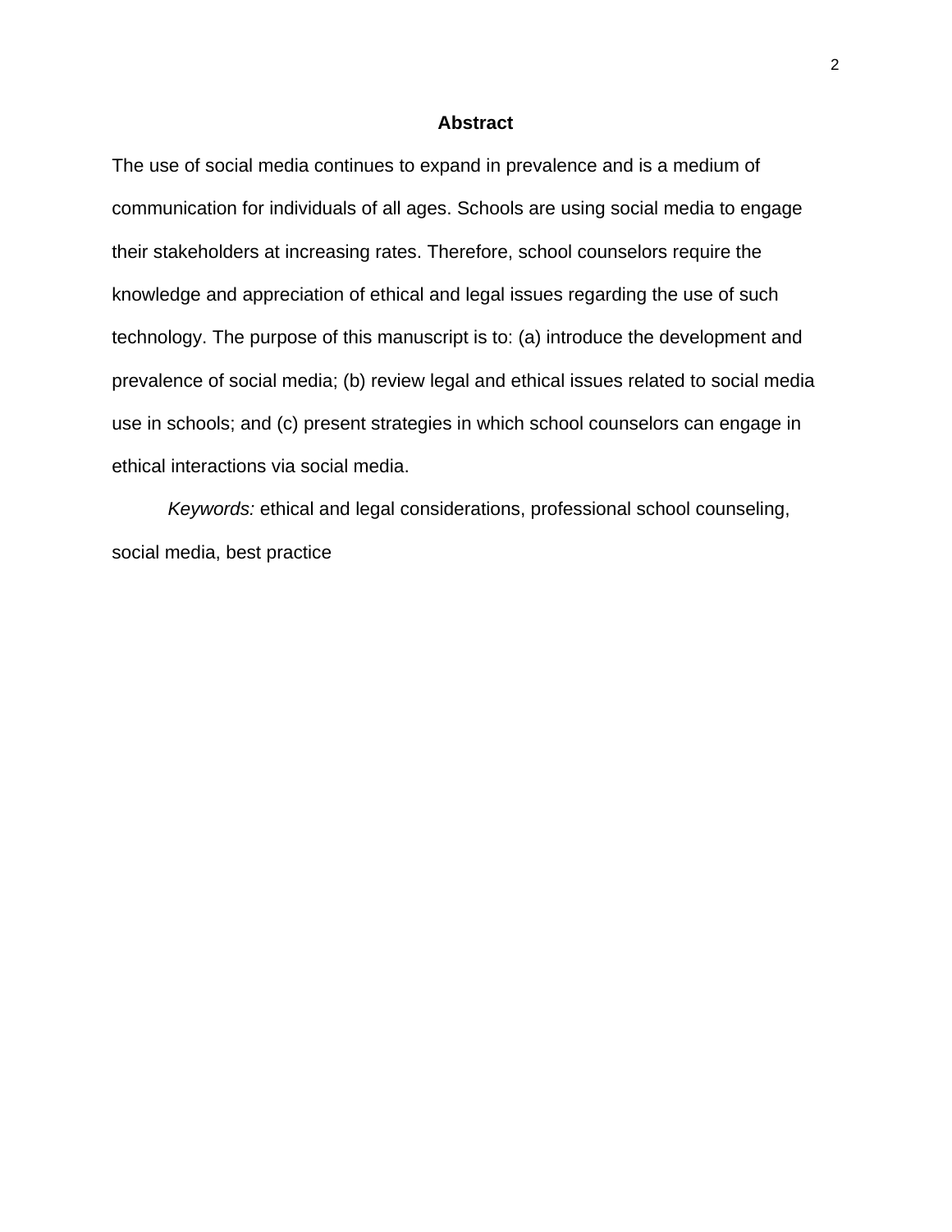## Abstract

The use of social media continues to expand in prevalence and is a medium of communication for individuals of all ages. Schools are using social media to engage their stakeholders at increasing rates. Therefore, school counselors require the knowledge and appreciation of ethical and legal issues regarding the use of such technology. The purpose of this manuscript is to: (a) introduce the development and prevalence of social media; (b) review legal and ethical issues related to social media use in schools; and (c) present strategies in which school counselors can engage in ethical interactions via social media.

*Keywords:* ethical and legal considerations, professional school counseling, social media, best practice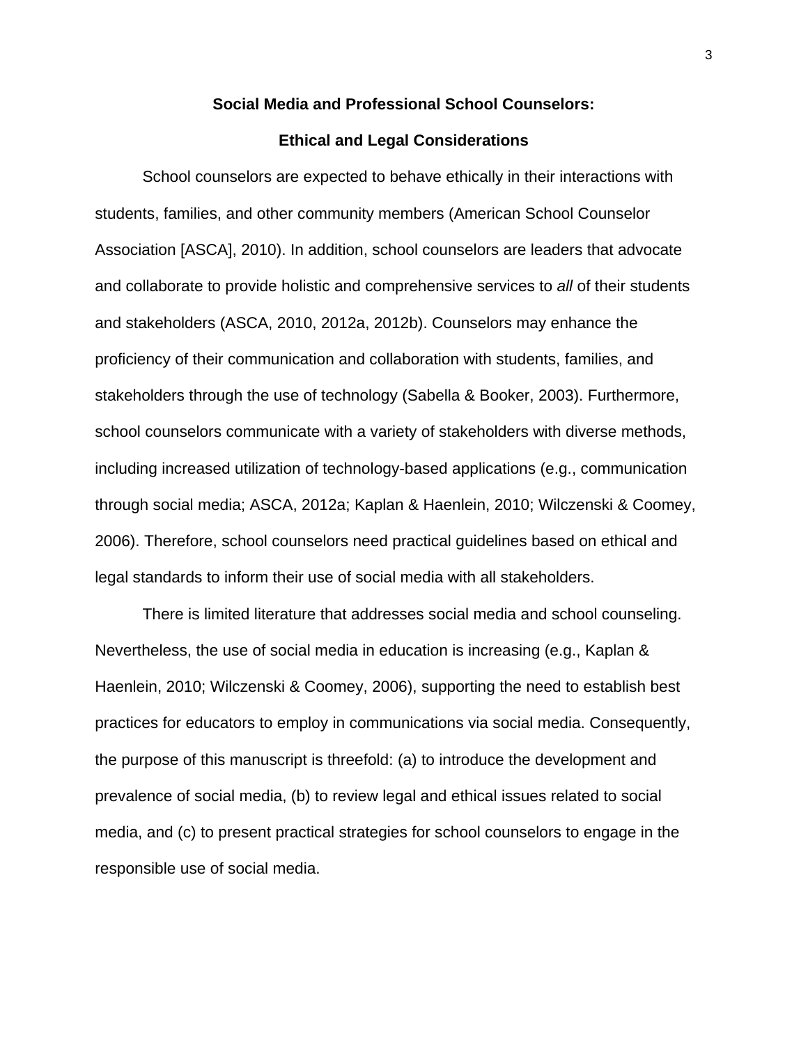# Social Media and Professional School Counselors:

# Ethical and Legal Considerations

School counselors are expected to behave ethically in their interactions with students, families, and other community members (American School Counselor Association [ASCA], 2010). In addition, school counselors are leaders that advocate and collaborate to provide holistic and comprehensive services to *all* of their students and stakeholders (ASCA, 2010, 2012a, 2012b). Counselors may enhance the proficiency of their communication and collaboration with students, families, and stakeholders through the use of technology (Sabella & Booker, 2003). Furthermore, school counselors communicate with a variety of stakeholders with diverse methods, including increased utilization of technology-based applications (e.g., communication through social media; ASCA, 2012a; Kaplan & Haenlein, 2010; Wilczenski & Coomey, 2006). Therefore, school counselors need practical guidelines based on ethical and legal standards to inform their use of social media with all stakeholders.

There is limited literature that addresses social media and school counseling. Nevertheless, the use of social media in education is increasing (e.g., Kaplan & Haenlein, 2010; Wilczenski & Coomey, 2006), supporting the need to establish best practices for educators to employ in communications via social media. Consequently, the purpose of this manuscript is threefold: (a) to introduce the development and prevalence of social media, (b) to review legal and ethical issues related to social media, and (c) to present practical strategies for school counselors to engage in the responsible use of social media.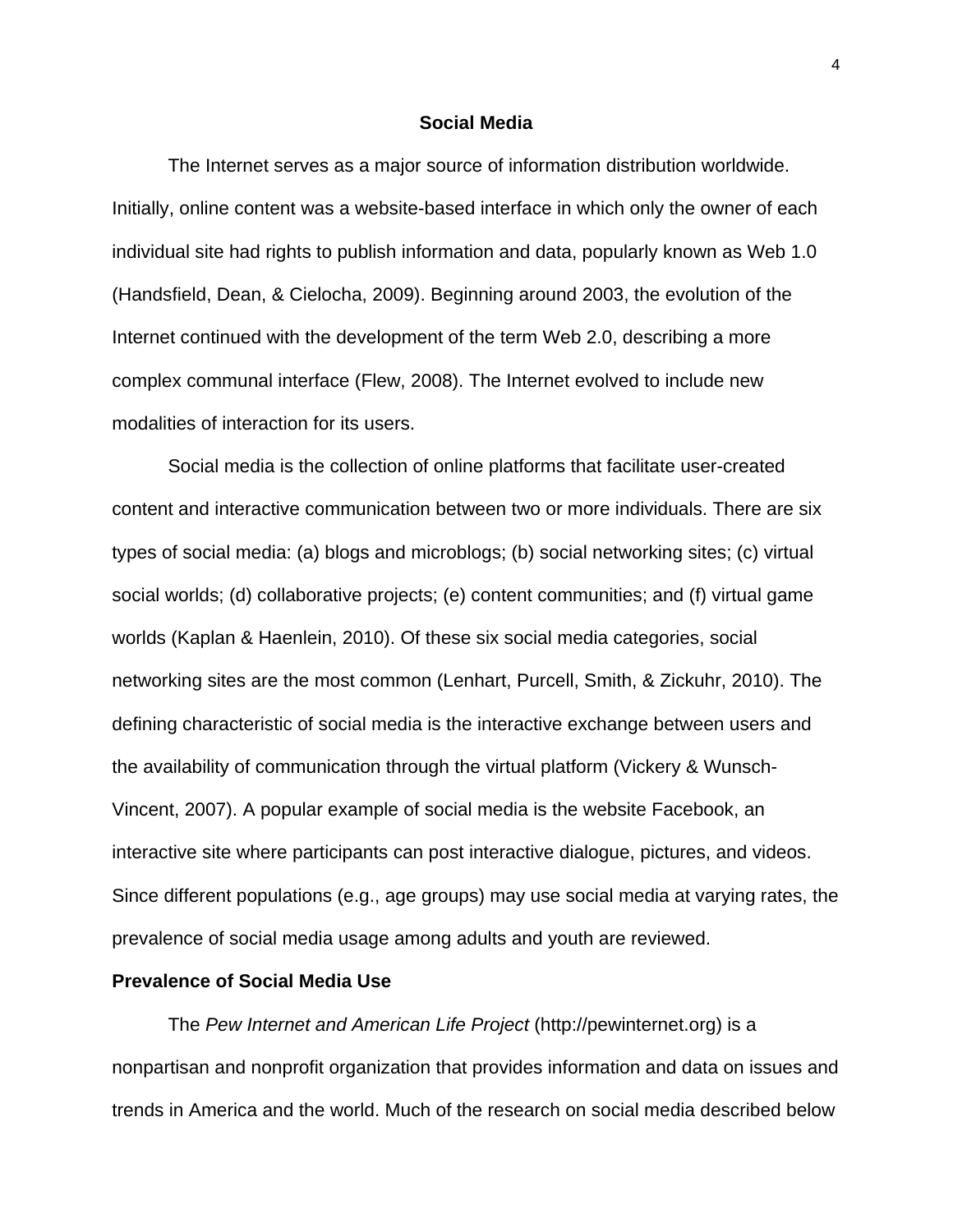## Social Media

The Internet serves as a major source of information distribution worldwide. Initially, online content was a website-based interface in which only the owner of each individual site had rights to publish information and data, popularly known as Web 1.0 (Handsfield, Dean, & Cielocha, 2009). Beginning around 2003, the evolution of the Internet continued with the development of the term Web 2.0, describing a more complex communal interface (Flew, 2008). The Internet evolved to include new modalities of interaction for its users.

Social media is the collection of online platforms that facilitate user-created content and interactive communication between two or more individuals. There are six types of social media: (a) blogs and microblogs; (b) social networking sites; (c) virtual social worlds; (d) collaborative projects; (e) content communities; and (f) virtual game worlds (Kaplan & Haenlein, 2010). Of these six social media categories, social networking sites are the most common (Lenhart, Purcell, Smith, & Zickuhr, 2010). The defining characteristic of social media is the interactive exchange between users and the availability of communication through the virtual platform (Vickery & Wunsch-Vincent, 2007). A popular example of social media is the website Facebook, an interactive site where participants can post interactive dialogue, pictures, and videos. Since different populations (e.g., age groups) may use social media at varying rates, the prevalence of social media usage among adults and youth are reviewed.

### Prevalence of Social Media Use

The *Pew Internet and American Life Project* (http://pewinternet.org) is a nonpartisan and nonprofit organization that provides information and data on issues and trends in America and the world. Much of the research on social media described below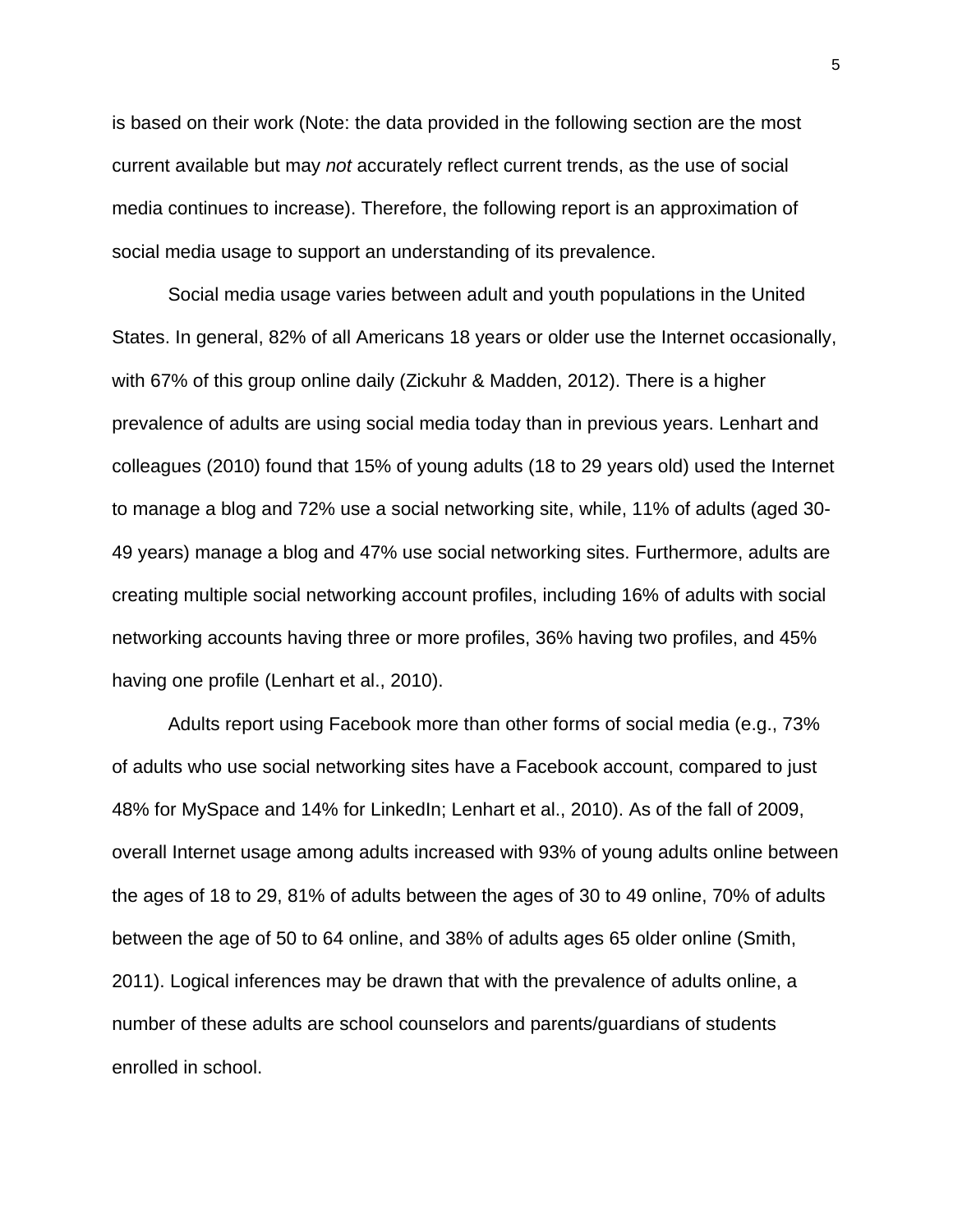is based on their work (Note: the data provided in the following section are the most current available but may *not* accurately reflect current trends, as the use of social media continues to increase). Therefore, the following report is an approximation of social media usage to support an understanding of its prevalence.

Social media usage varies between adult and youth populations in the United States. In general, 82% of all Americans 18 years or older use the Internet occasionally, with 67% of this group online daily (Zickuhr & Madden, 2012). There is a higher prevalence of adults are using social media today than in previous years. Lenhart and colleagues (2010) found that 15% of young adults (18 to 29 years old) used the Internet to manage a blog and 72% use a social networking site, while, 11% of adults (aged 30-49 years) manage a blog and 47% use social networking sites. Furthermore, adults are creating multiple social networking account profiles, including 16% of adults with social networking accounts having three or more profiles, 36% having two profiles, and 45% having one profile (Lenhart et al., 2010).

Adults report using Facebook more than other forms of social media (e.g., 73% of adults who use social networking sites have a Facebook account, compared to just 48% for MySpace and 14% for LinkedIn; Lenhart et al., 2010). As of the fall of 2009, overall Internet usage among adults increased with 93% of young adults online between the ages of 18 to 29, 81% of adults between the ages of 30 to 49 online, 70% of adults between the age of 50 to 64 online, and 38% of adults ages 65 older online (Smith, 2011). Logical inferences may be drawn that with the prevalence of adults online, a number of these adults are school counselors and parents/guardians of students enrolled in school.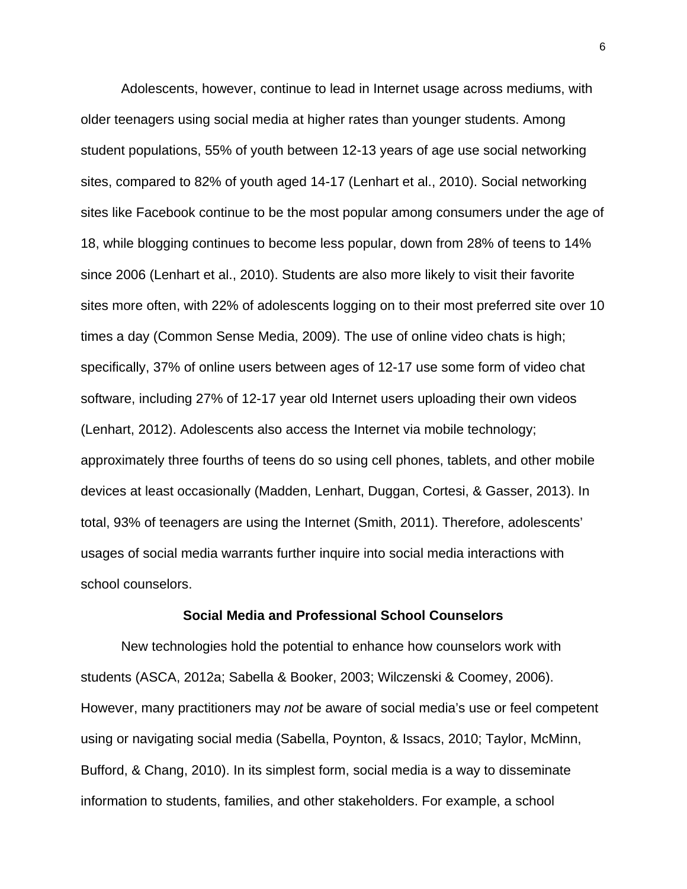Adolescents, however, continue to lead in Internet usage across mediums, with older teenagers using social media at higher rates than younger students. Among student populations, 55% of youth between 12-13 years of age use social networking sites, compared to 82% of youth aged 14-17 (Lenhart et al., 2010). Social networking sites like Facebook continue to be the most popular among consumers under the age of 18, while blogging continues to become less popular, down from 28% of teens to 14% since 2006 (Lenhart et al., 2010). Students are also more likely to visit their favorite sites more often, with 22% of adolescents logging on to their most preferred site over 10 times a day (Common Sense Media, 2009). The use of online video chats is high; specifically, 37% of online users between ages of 12-17 use some form of video chat software, including 27% of 12-17 year old Internet users uploading their own videos (Lenhart, 2012). Adolescents also access the Internet via mobile technology; approximately three fourths of teens do so using cell phones, tablets, and other mobile devices at least occasionally (Madden, Lenhart, Duggan, Cortesi, & Gasser, 2013). In total, 93% of teenagers are using the Internet (Smith, 2011). Therefore, adolescents' usages of social media warrants further inquire into social media interactions with school counselors.

## Social Media and Professional School Counselors

New technologies hold the potential to enhance how counselors work with students (ASCA, 2012a; Sabella & Booker, 2003; Wilczenski & Coomey, 2006). However, many practitioners may *not* be aware of social media's use or feel competent using or navigating social media (Sabella, Poynton, & Issacs, 2010; Taylor, McMinn, Bufford, & Chang, 2010). In its simplest form, social media is a way to disseminate information to students, families, and other stakeholders. For example, a school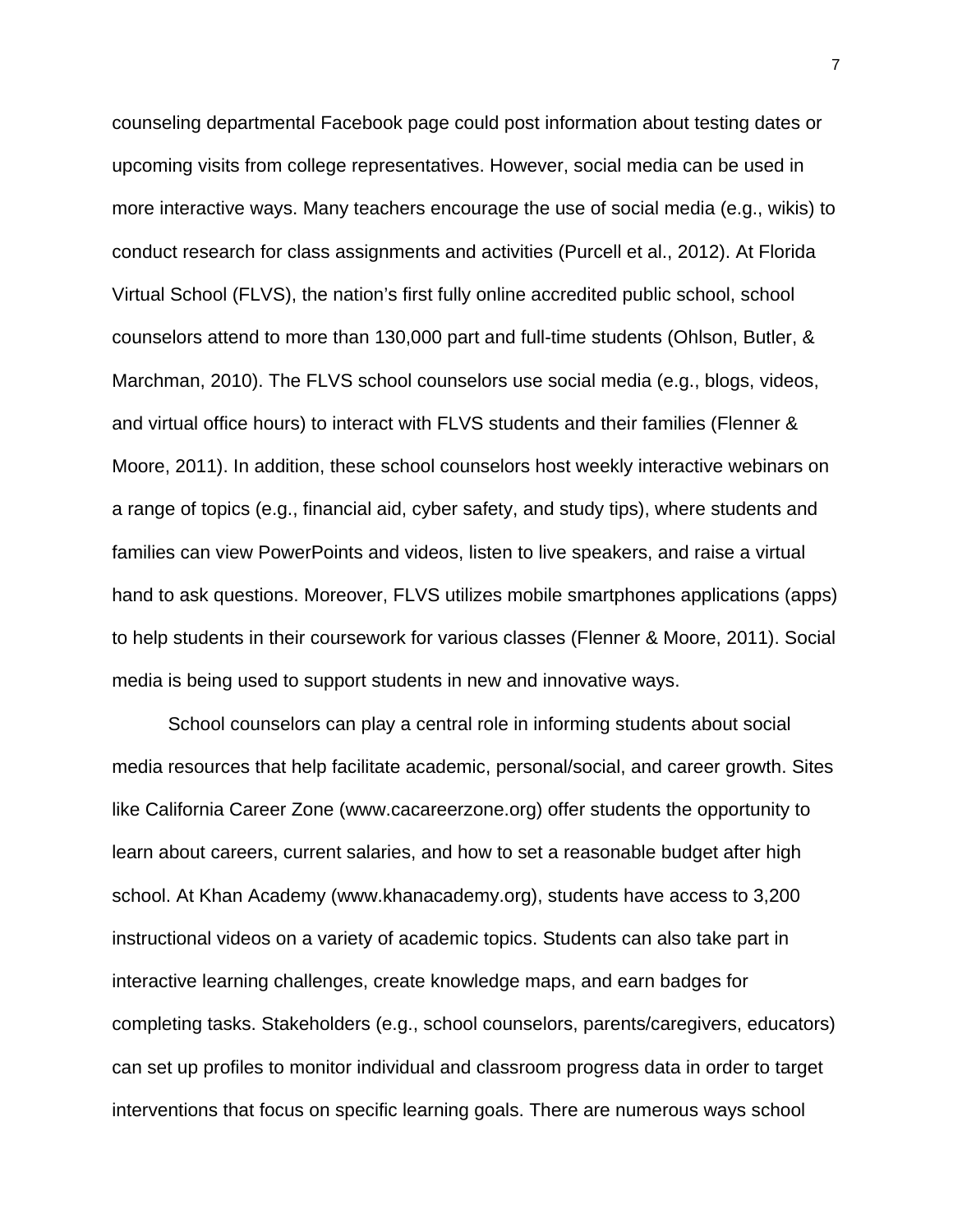counseling departmental Facebook page could post information about testing dates or upcoming visits from college representatives. However, social media can be used in more interactive ways. Many teachers encourage the use of social media (e.g., wikis) to conduct research for class assignments and activities (Purcell et al., 2012). At Florida Virtual School (FLVS), the nation's first fully online accredited public school, school counselors attend to more than 130,000 part and full-time students (Ohlson, Butler, & Marchman, 2010). The FLVS school counselors use social media (e.g., blogs, videos, and virtual office hours) to interact with FLVS students and their families (Flenner & Moore, 2011). In addition, these school counselors host weekly interactive webinars on a range of topics (e.g., financial aid, cyber safety, and study tips), where students and families can view PowerPoints and videos, listen to live speakers, and raise a virtual hand to ask questions. Moreover, FLVS utilizes mobile smartphones applications (apps) to help students in their coursework for various classes (Flenner & Moore, 2011). Social media is being used to support students in new and innovative ways.

School counselors can play a central role in informing students about social media resources that help facilitate academic, personal/social, and career growth. Sites like California Career Zone (www.cacareerzone.org) offer students the opportunity to learn about careers, current salaries, and how to set a reasonable budget after high school. At Khan Academy (www.khanacademy.org), students have access to 3,200 instructional videos on a variety of academic topics. Students can also take part in interactive learning challenges, create knowledge maps, and earn badges for completing tasks. Stakeholders (e.g., school counselors, parents/caregivers, educators) can set up profiles to monitor individual and classroom progress data in order to target interventions that focus on specific learning goals. There are numerous ways school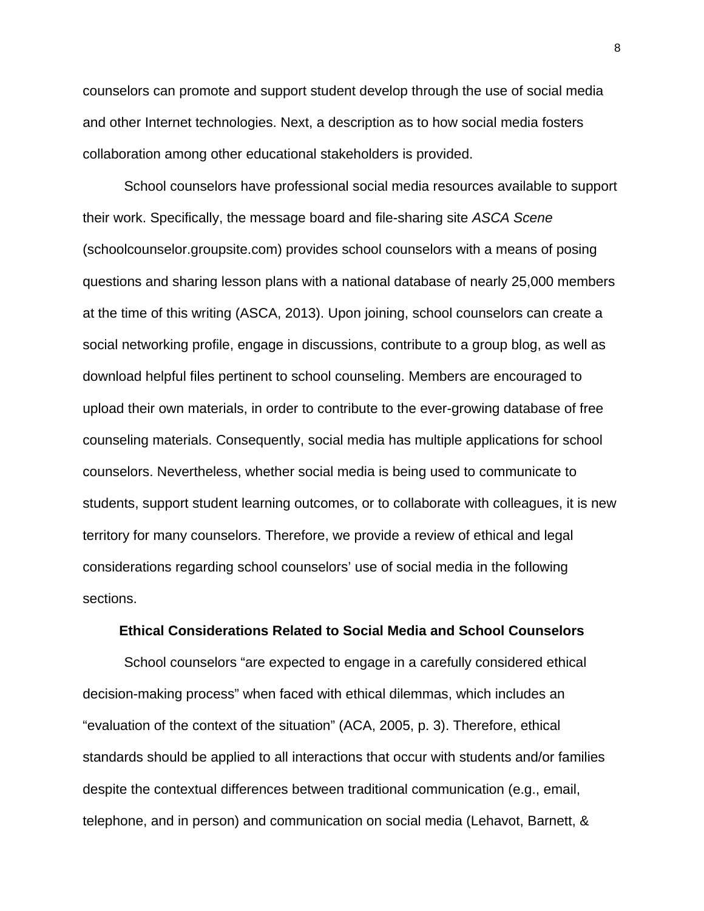counselors can promote and support student develop through the use of social media and other Internet technologies. Next, a description as to how social media fosters collaboration among other educational stakeholders is provided.

School counselors have professional social media resources available to support their work. Specifically, the message board and file-sharing site *ASCA Scene* (schoolcounselor.groupsite.com) provides school counselors with a means of posing questions and sharing lesson plans with a national database of nearly 25,000 members at the time of this writing (ASCA, 2013). Upon joining, school counselors can create a social networking profile, engage in discussions, contribute to a group blog, as well as download helpful files pertinent to school counseling. Members are encouraged to upload their own materials, in order to contribute to the ever-growing database of free counseling materials. Consequently, social media has multiple applications for school counselors. Nevertheless, whether social media is being used to communicate to students, support student learning outcomes, or to collaborate with colleagues, it is new territory for many counselors. Therefore, we provide a review of ethical and legal considerations regarding school counselors' use of social media in the following sections.

## Ethical Considerations Related to Social Media and School Counselors

School counselors "are expected to engage in a carefully considered ethical decision-making process" when faced with ethical dilemmas, which includes an "evaluation of the context of the situation" (ACA, 2005, p. 3). Therefore, ethical standards should be applied to all interactions that occur with students and/or families despite the contextual differences between traditional communication (e.g., email, telephone, and in person) and communication on social media (Lehavot, Barnett, &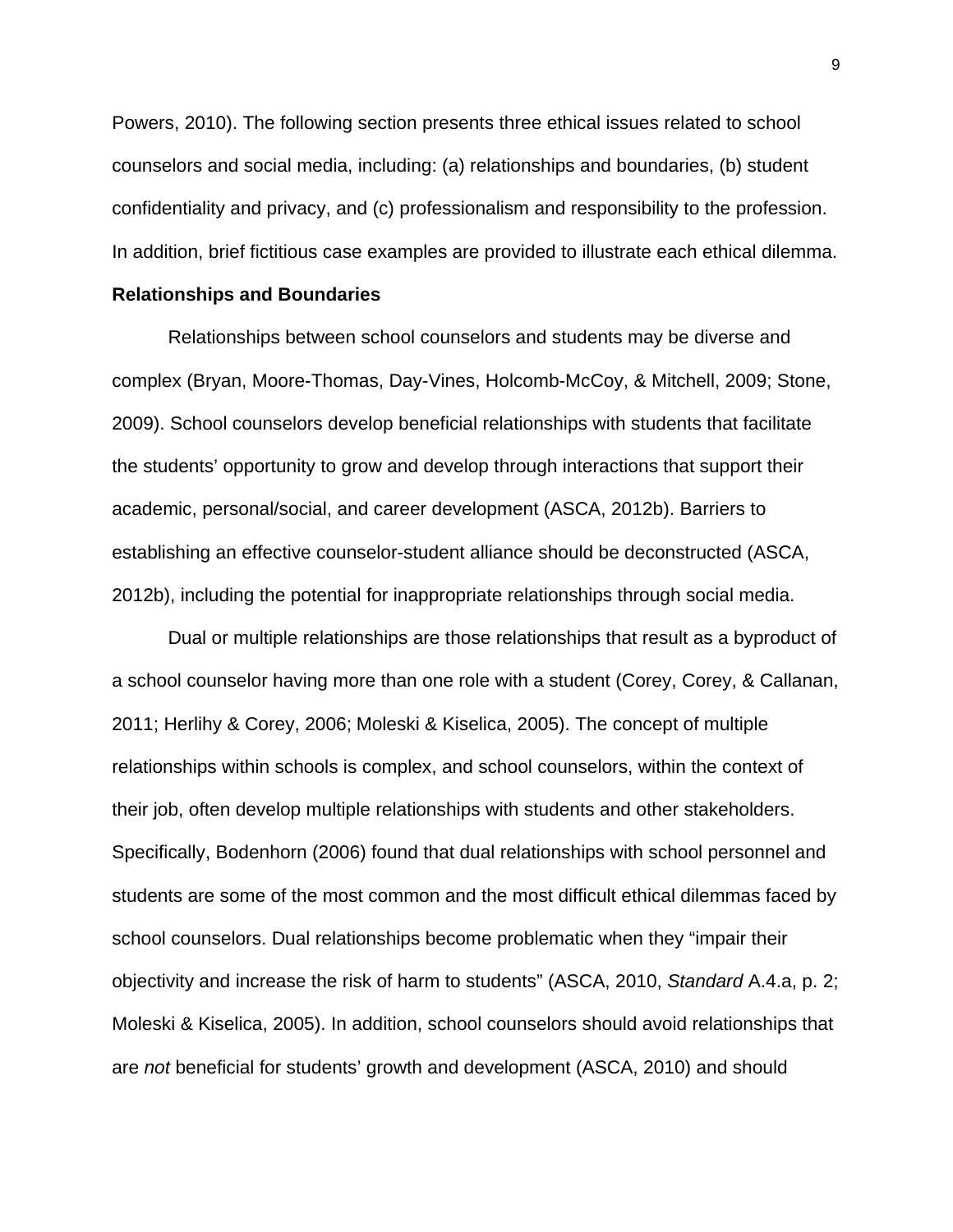Powers, 2010). The following section presents three ethical issues related to school counselors and social media, including: (a) relationships and boundaries, (b) student confidentiality and privacy, and (c) professionalism and responsibility to the profession. In addition, brief fictitious case examples are provided to illustrate each ethical dilemma.

**Relationships and Boundaries**

Relationships between school counselors and students may be diverse and complex (Bryan, Moore-Thomas, Day-Vines, Holcomb-McCoy, & Mitchell, 2009; Stone, 2009). School counselors develop beneficial relationships with students that facilitate the students' opportunity to grow and develop through interactions that support their academic, personal/social, and career development (ASCA, 2012b). Barriers to establishing an effective counselor-student alliance should be deconstructed (ASCA, 2012b), including the potential for inappropriate relationships through social media.

Dual or multiple relationships are those relationships that result as a byproduct of a school counselor having more than one role with a student (Corey, Corey, & Callanan, 2011; Herlihy & Corey, 2006; Moleski & Kiselica, 2005). The concept of multiple relationships within schools is complex, and school counselors, within the context of their job, often develop multiple relationships with students and other stakeholders. Specifically, Bodenhorn (2006) found that dual relationships with school personnel and students are some of the most common and the most difficult ethical dilemmas faced by school counselors. Dual relationships become problematic when they "impair their objectivity and increase the risk of harm to students" (ASCA, 2010, *Standard* A.4.a, p. 2; Moleski & Kiselica, 2005). In addition, school counselors should avoid relationships that are *not* beneficial for students' growth and development (ASCA, 2010) and should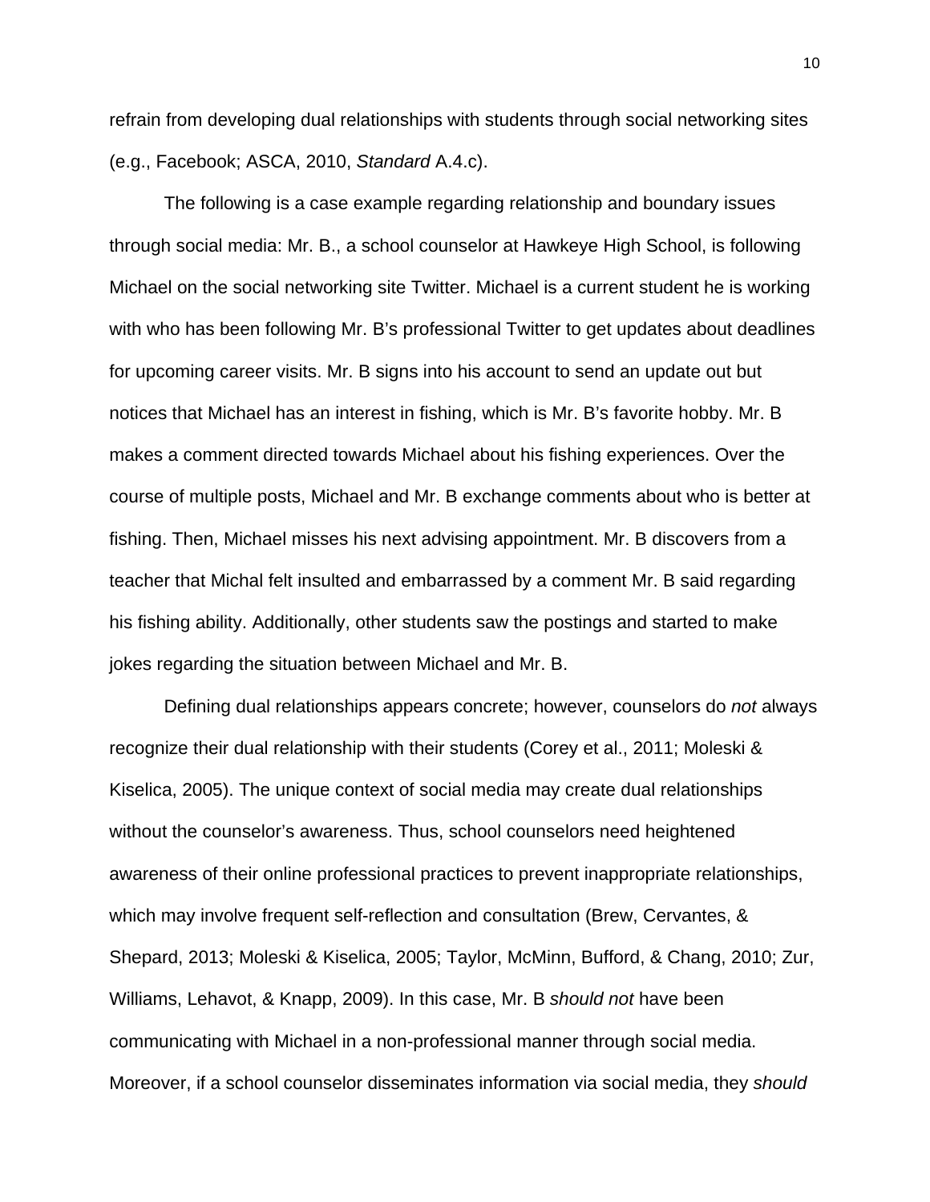refrain from developing dual relationships with students through social networking sites (e.g., Facebook; ASCA, 2010, *Standard* A.4.c).

The following is a case example regarding relationship and boundary issues through social media: Mr. B., a school counselor at Hawkeye High School, is following Michael on the social networking site Twitter. Michael is a current student he is working with who has been following Mr. B's professional Twitter to get updates about deadlines for upcoming career visits. Mr. B signs into his account to send an update out but notices that Michael has an interest in fishing, which is Mr. B's favorite hobby. Mr. B makes a comment directed towards Michael about his fishing experiences. Over the course of multiple posts, Michael and Mr. B exchange comments about who is better at fishing. Then, Michael misses his next advising appointment. Mr. B discovers from a teacher that Michal felt insulted and embarrassed by a comment Mr. B said regarding his fishing ability. Additionally, other students saw the postings and started to make jokes regarding the situation between Michael and Mr. B.

Defining dual relationships appears concrete; however, counselors do *not* always recognize their dual relationship with their students (Corey et al., 2011; Moleski & Kiselica, 2005). The unique context of social media may create dual relationships without the counselor's awareness. Thus, school counselors need heightened awareness of their online professional practices to prevent inappropriate relationships, which may involve frequent self-reflection and consultation (Brew, Cervantes, & Shepard, 2013; Moleski & Kiselica, 2005; Taylor, McMinn, Bufford, & Chang, 2010; Zur, Williams, Lehavot, & Knapp, 2009). In this case, Mr. B *should not* have been communicating with Michael in a non-professional manner through social media. Moreover, if a school counselor disseminates information via social media, they *should*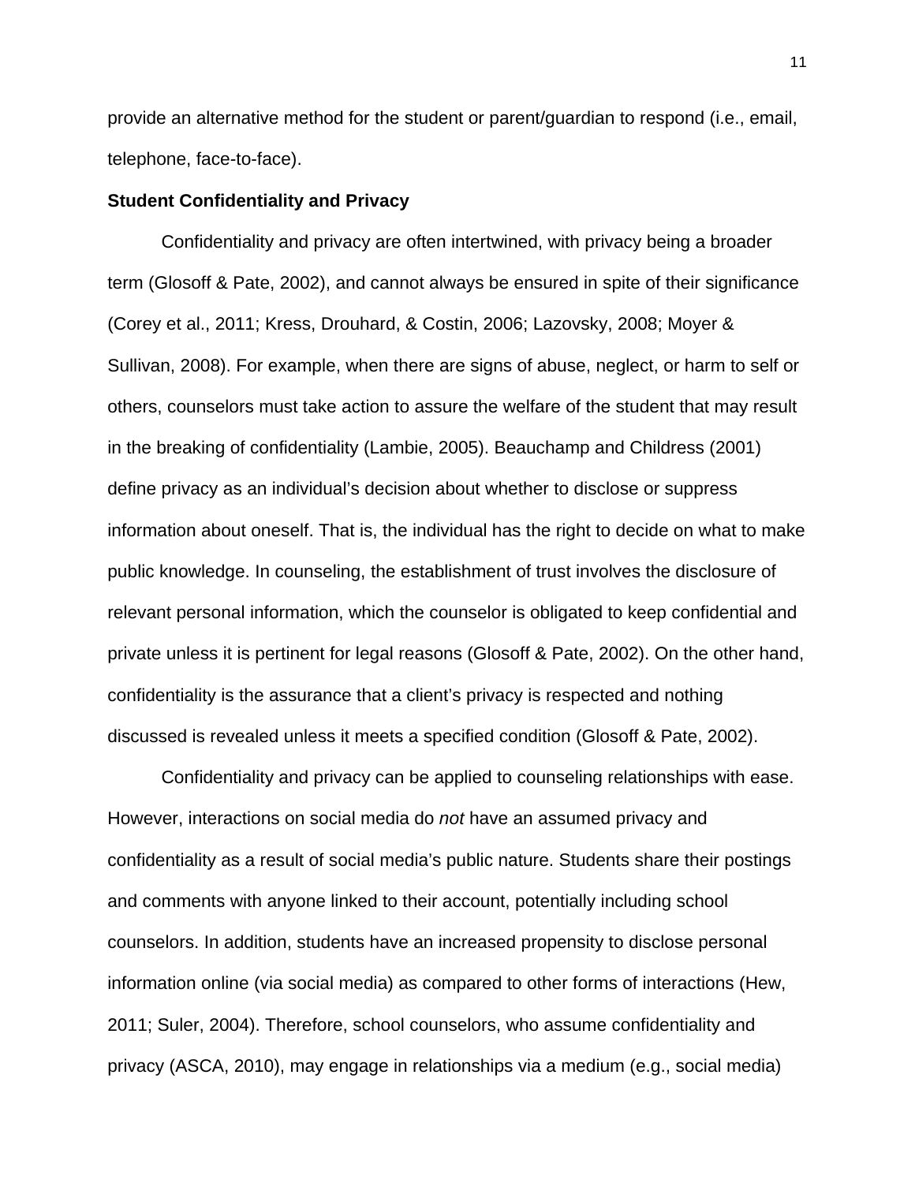provide an alternative method for the student or parent/guardian to respond (i.e., email, telephone, face-to-face).

**Student Confidentiality and Privacy**

Confidentiality and privacy are often intertwined, with privacy being a broader term (Glosoff & Pate, 2002), and cannot always be ensured in spite of their significance (Corey et al., 2011; Kress, Drouhard, & Costin, 2006; Lazovsky, 2008; Moyer & Sullivan, 2008). For example, when there are signs of abuse, neglect, or harm to self or others, counselors must take action to assure the welfare of the student that may result in the breaking of confidentiality (Lambie, 2005). Beauchamp and Childress (2001) define privacy as an individual's decision about whether to disclose or suppress information about oneself. That is, the individual has the right to decide on what to make public knowledge. In counseling, the establishment of trust involves the disclosure of relevant personal information, which the counselor is obligated to keep confidential and private unless it is pertinent for legal reasons (Glosoff & Pate, 2002). On the other hand, confidentiality is the assurance that a client's privacy is respected and nothing discussed is revealed unless it meets a specified condition (Glosoff & Pate, 2002).

Confidentiality and privacy can be applied to counseling relationships with ease. However, interactions on social media do *not* have an assumed privacy and confidentiality as a result of social media's public nature. Students share their postings and comments with anyone linked to their account, potentially including school counselors. In addition, students have an increased propensity to disclose personal information online (via social media) as compared to other forms of interactions (Hew, 2011; Suler, 2004). Therefore, school counselors, who assume confidentiality and privacy (ASCA, 2010), may engage in relationships via a medium (e.g., social media)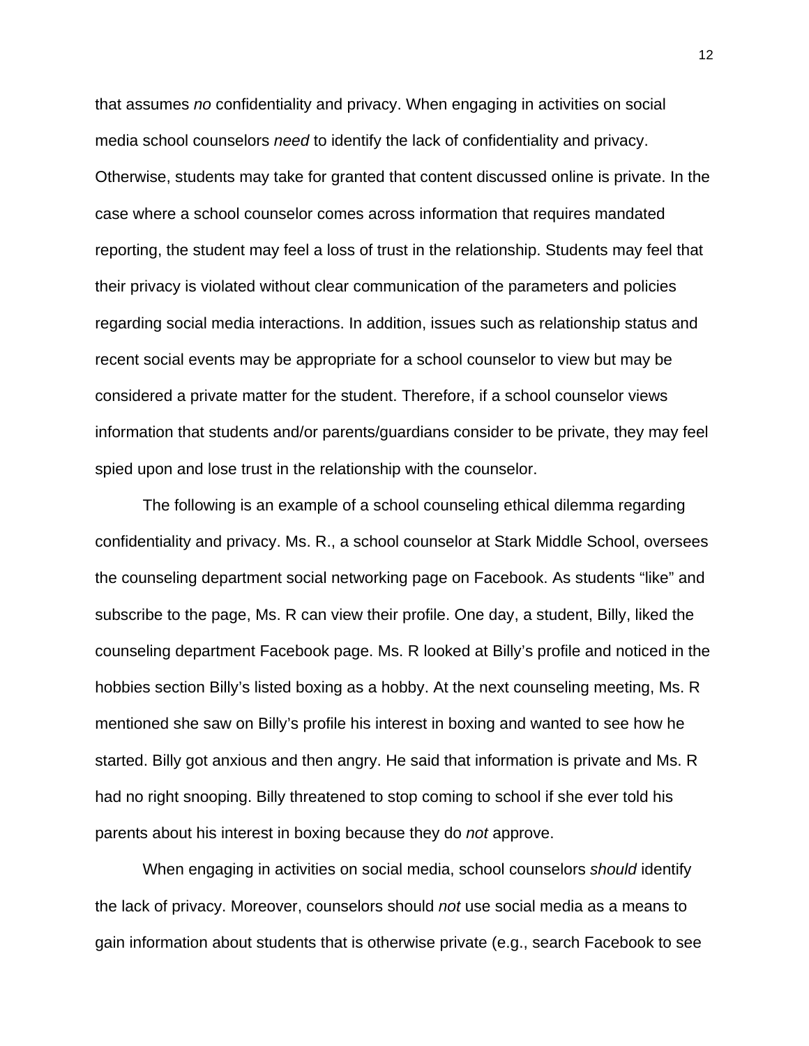that assumes *no* confidentiality and privacy. When engaging in activities on social media school counselors *need* to identify the lack of confidentiality and privacy. Otherwise, students may take for granted that content discussed online is private. In the case where a school counselor comes across information that requires mandated reporting, the student may feel a loss of trust in the relationship. Students may feel that their privacy is violated without clear communication of the parameters and policies regarding social media interactions. In addition, issues such as relationship status and recent social events may be appropriate for a school counselor to view but may be considered a private matter for the student. Therefore, if a school counselor views information that students and/or parents/guardians consider to be private, they may feel spied upon and lose trust in the relationship with the counselor.

The following is an example of a school counseling ethical dilemma regarding confidentiality and privacy. Ms. R., a school counselor at Stark Middle School, oversees the counseling department social networking page on Facebook. As students "like" and subscribe to the page, Ms. R can view their profile. One day, a student, Billy, liked the counseling department Facebook page. Ms. R looked at Billy's profile and noticed in the hobbies section Billy's listed boxing as a hobby. At the next counseling meeting, Ms. R mentioned she saw on Billy's profile his interest in boxing and wanted to see how he started. Billy got anxious and then angry. He said that information is private and Ms. R had no right snooping. Billy threatened to stop coming to school if she ever told his parents about his interest in boxing because they do *not* approve.

When engaging in activities on social media, school counselors *should* identify the lack of privacy. Moreover, counselors should *not* use social media as a means to gain information about students that is otherwise private (e.g., search Facebook to see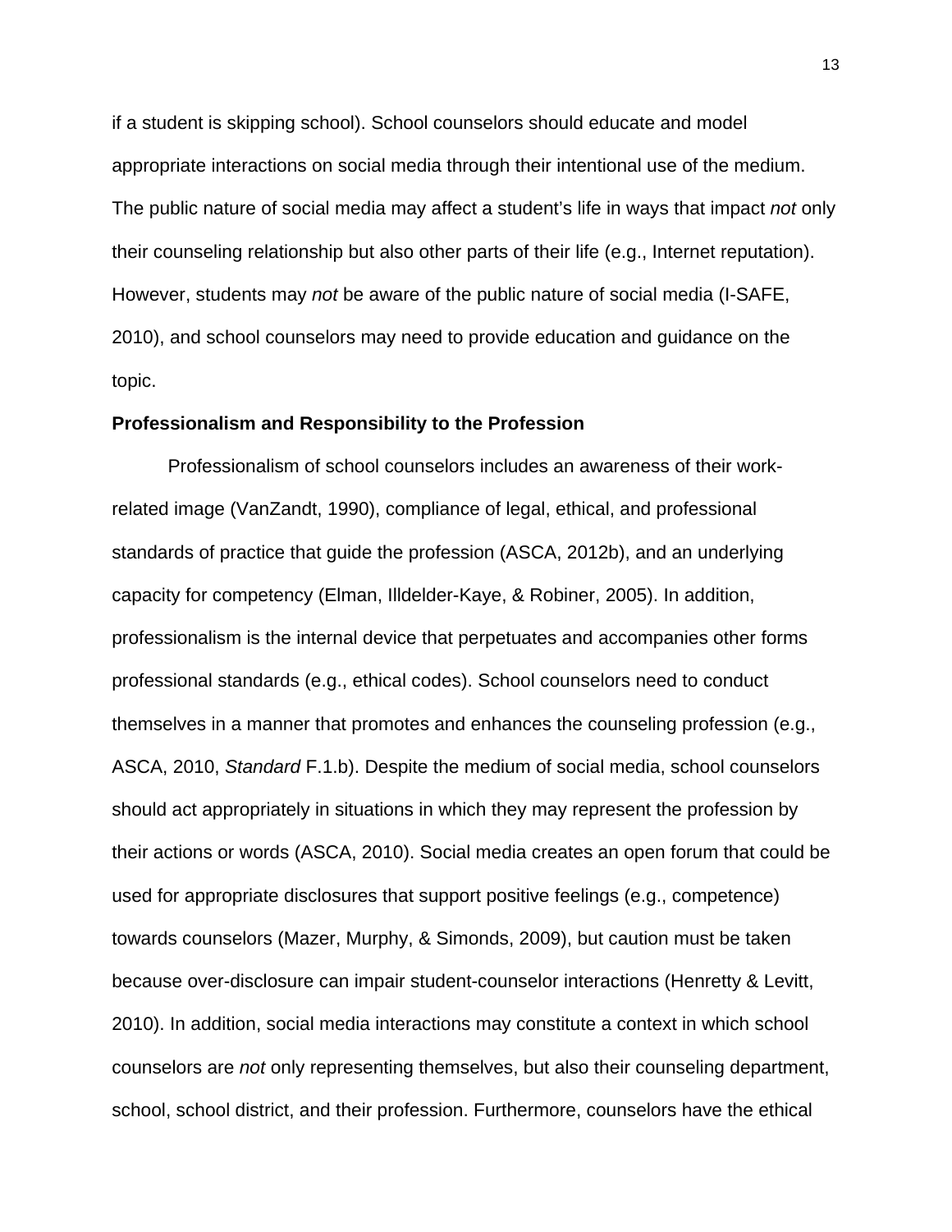if a student is skipping school). School counselors should educate and model appropriate interactions on social media through their intentional use of the medium. The public nature of social media may affect a student's life in ways that impact *not* only their counseling relationship but also other parts of their life (e.g., Internet reputation). However, students may *not* be aware of the public nature of social media (I-SAFE, 2010), and school counselors may need to provide education and guidance on the topic.

**Professionalism and Responsibility to the Profession**

Professionalism of school counselors includes an awareness of their work-related image (VanZandt, 1990), compliance of legal, ethical, and professional standards of practice that guide the profession (ASCA, 2012b), and an underlying capacity for competency (Elman, Illdelder-Kaye, & Robiner, 2005). In addition, professionalism is the internal device that perpetuates and accompanies other forms professional standards (e.g., ethical codes). School counselors need to conduct themselves in a manner that promotes and enhances the counseling profession (e.g., ASCA, 2010, *Standard* F.1.b). Despite the medium of social media, school counselors should act appropriately in situations in which they may represent the profession by their actions or words (ASCA, 2010). Social media creates an open forum that could be used for appropriate disclosures that support positive feelings (e.g., competence) towards counselors (Mazer, Murphy, & Simonds, 2009), but caution must be taken because over-disclosure can impair student-counselor interactions (Henretty & Levitt, 2010). In addition, social media interactions may constitute a context in which school counselors are *not* only representing themselves, but also their counseling department, school, school district, and their profession. Furthermore, counselors have the ethical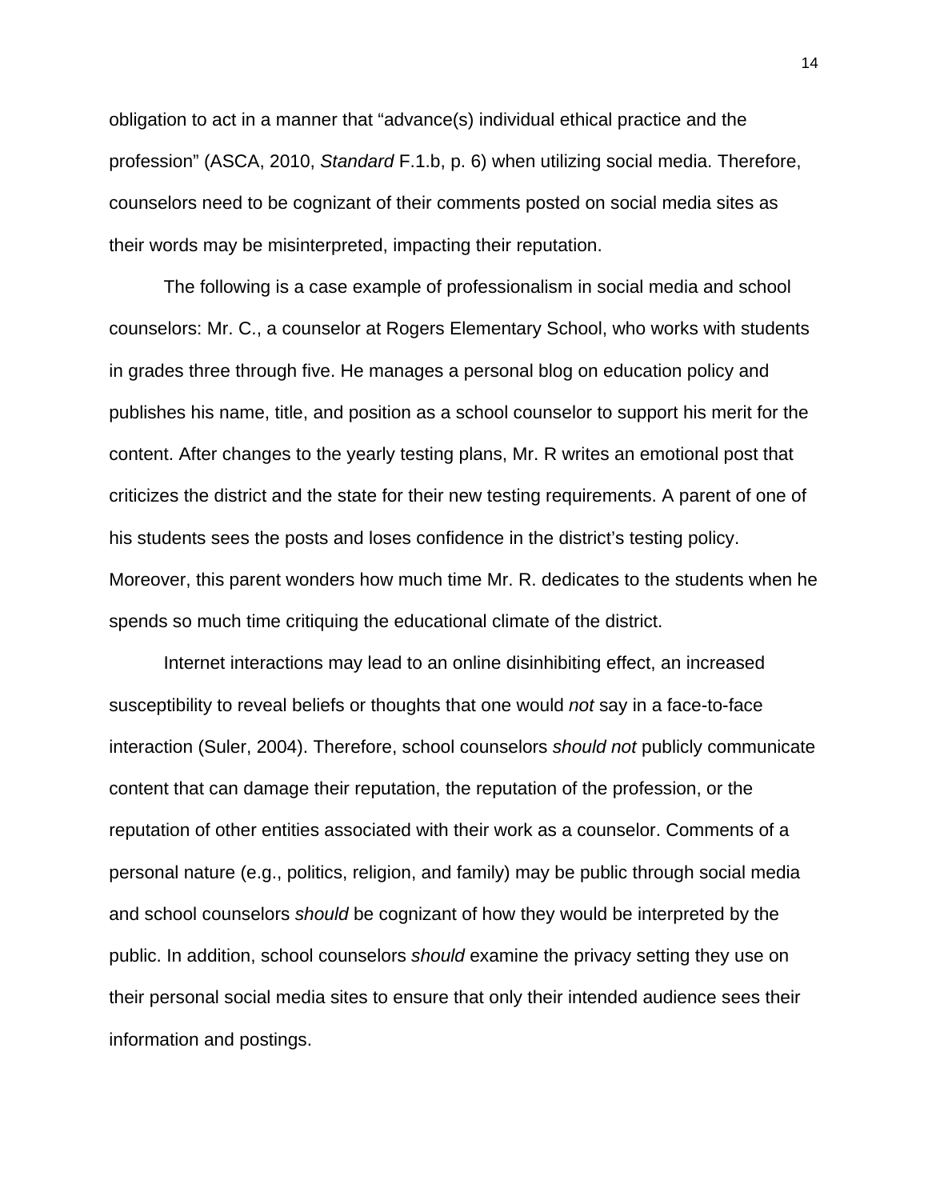obligation to act in a manner that "advance(s) individual ethical practice and the profession" (ASCA, 2010, *Standard* F.1.b, p. 6) when utilizing social media. Therefore, counselors need to be cognizant of their comments posted on social media sites as their words may be misinterpreted, impacting their reputation.

The following is a case example of professionalism in social media and school counselors: Mr. C., a counselor at Rogers Elementary School, who works with students in grades three through five. He manages a personal blog on education policy and publishes his name, title, and position as a school counselor to support his merit for the content. After changes to the yearly testing plans, Mr. R writes an emotional post that criticizes the district and the state for their new testing requirements. A parent of one of his students sees the posts and loses confidence in the district's testing policy. Moreover, this parent wonders how much time Mr. R. dedicates to the students when he spends so much time critiquing the educational climate of the district.

Internet interactions may lead to an online disinhibiting effect, an increased susceptibility to reveal beliefs or thoughts that one would *not* say in a face-to-face interaction (Suler, 2004). Therefore, school counselors *should not* publicly communicate content that can damage their reputation, the reputation of the profession, or the reputation of other entities associated with their work as a counselor. Comments of a personal nature (e.g., politics, religion, and family) may be public through social media and school counselors *should* be cognizant of how they would be interpreted by the public. In addition, school counselors *should* examine the privacy setting they use on their personal social media sites to ensure that only their intended audience sees their information and postings.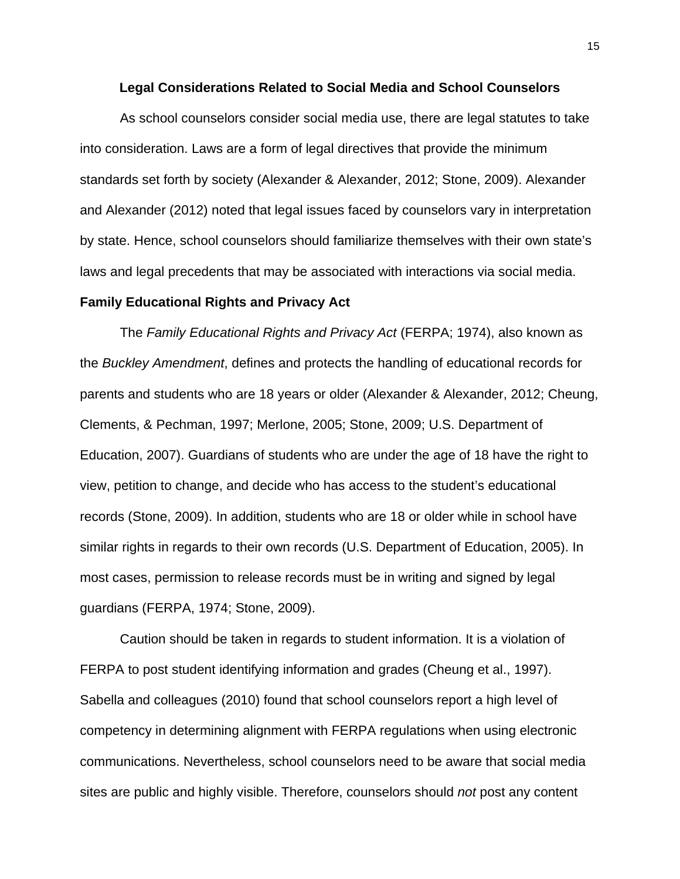## Legal Considerations Related to Social Media and School Counselors

As school counselors consider social media use, there are legal statutes to take into consideration. Laws are a form of legal directives that provide the minimum standards set forth by society (Alexander & Alexander, 2012; Stone, 2009). Alexander and Alexander (2012) noted that legal issues faced by counselors vary in interpretation by state. Hence, school counselors should familiarize themselves with their own state's laws and legal precedents that may be associated with interactions via social media.

### Family Educational Rights and Privacy Act

The *Family Educational Rights and Privacy Act* (FERPA; 1974), also known as the *Buckley Amendment*, defines and protects the handling of educational records for parents and students who are 18 years or older (Alexander & Alexander, 2012; Cheung, Clements, & Pechman, 1997; Merlone, 2005; Stone, 2009; U.S. Department of Education, 2007). Guardians of students who are under the age of 18 have the right to view, petition to change, and decide who has access to the student's educational records (Stone, 2009). In addition, students who are 18 or older while in school have similar rights in regards to their own records (U.S. Department of Education, 2005). In most cases, permission to release records must be in writing and signed by legal guardians (FERPA, 1974; Stone, 2009).

Caution should be taken in regards to student information. It is a violation of FERPA to post student identifying information and grades (Cheung et al., 1997). Sabella and colleagues (2010) found that school counselors report a high level of competency in determining alignment with FERPA regulations when using electronic communications. Nevertheless, school counselors need to be aware that social media sites are public and highly visible. Therefore, counselors should *not* post any content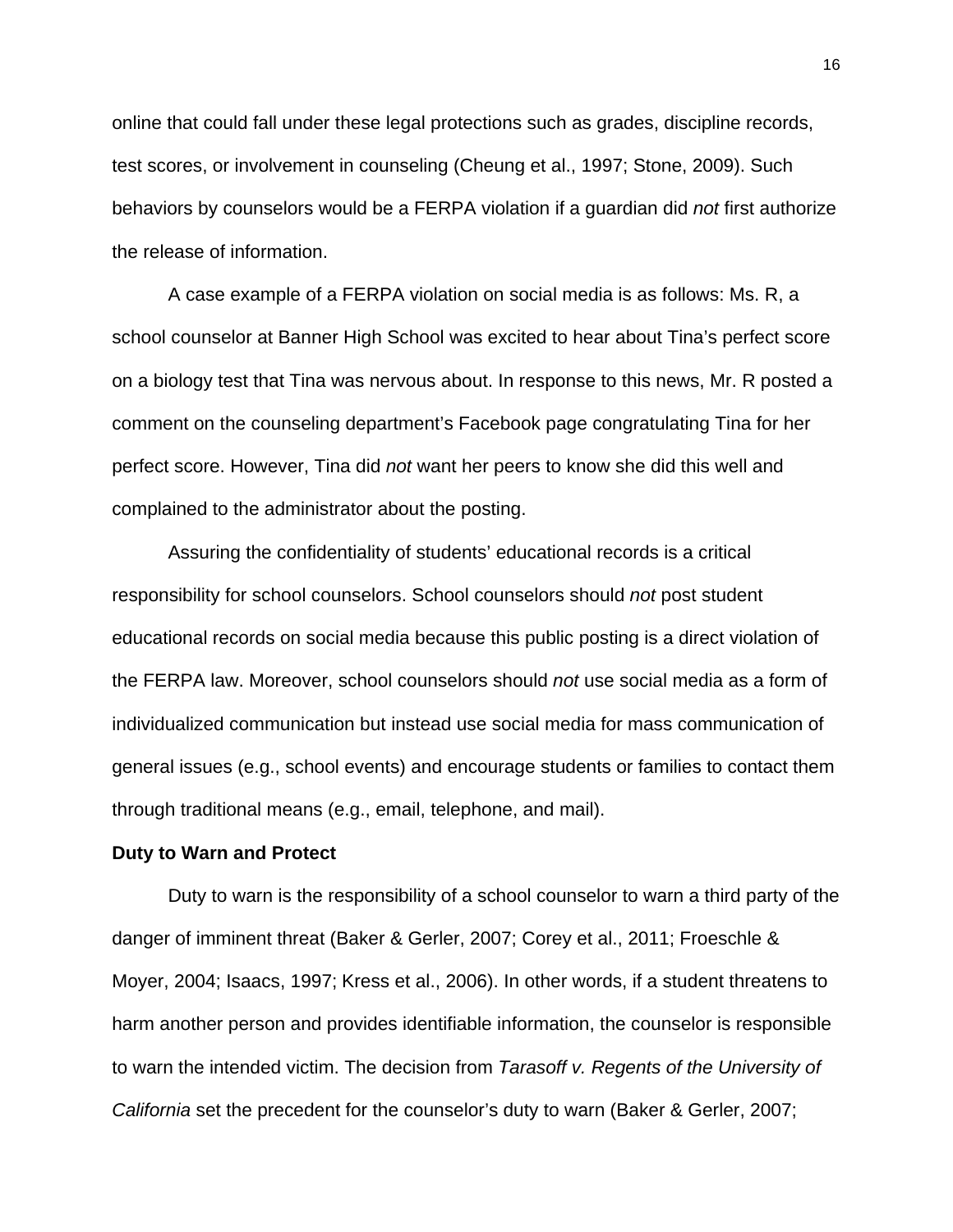online that could fall under these legal protections such as grades, discipline records, test scores, or involvement in counseling (Cheung et al., 1997; Stone, 2009). Such behaviors by counselors would be a FERPA violation if a guardian did *not* first authorize the release of information.

A case example of a FERPA violation on social media is as follows: Ms. R, a school counselor at Banner High School was excited to hear about Tina's perfect score on a biology test that Tina was nervous about. In response to this news, Mr. R posted a comment on the counseling department's Facebook page congratulating Tina for her perfect score. However, Tina did *not* want her peers to know she did this well and complained to the administrator about the posting.

Assuring the confidentiality of students' educational records is a critical responsibility for school counselors. School counselors should *not* post student educational records on social media because this public posting is a direct violation of the FERPA law. Moreover, school counselors should *not* use social media as a form of individualized communication but instead use social media for mass communication of general issues (e.g., school events) and encourage students or families to contact them through traditional means (e.g., email, telephone, and mail).

**Duty to Warn and Protect**

Duty to warn is the responsibility of a school counselor to warn a third party of the danger of imminent threat (Baker & Gerler, 2007; Corey et al., 2011; Froeschle & Moyer, 2004; Isaacs, 1997; Kress et al., 2006). In other words, if a student threatens to harm another person and provides identifiable information, the counselor is responsible to warn the intended victim. The decision from *Tarasoff v. Regents of the University of California* set the precedent for the counselor's duty to warn (Baker & Gerler, 2007;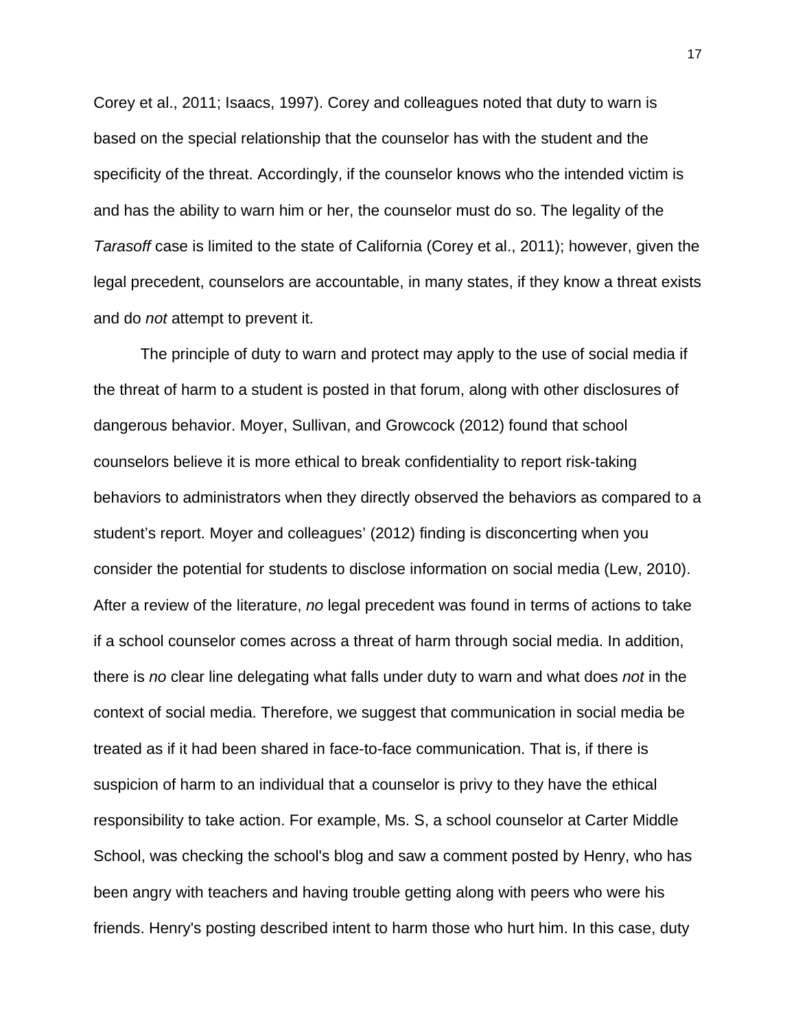Corey et al., 2011; Isaacs, 1997). Corey and colleagues noted that duty to warn is based on the special relationship that the counselor has with the student and the specificity of the threat. Accordingly, if the counselor knows who the intended victim is and has the ability to warn him or her, the counselor must do so. The legality of the *Tarasoff* case is limited to the state of California (Corey et al., 2011); however, given the legal precedent, counselors are accountable, in many states, if they know a threat exists and do *not* attempt to prevent it.

The principle of duty to warn and protect may apply to the use of social media if the threat of harm to a student is posted in that forum, along with other disclosures of dangerous behavior. Moyer, Sullivan, and Growcock (2012) found that school counselors believe it is more ethical to break confidentiality to report risk-taking behaviors to administrators when they directly observed the behaviors as compared to a student's report. Moyer and colleagues' (2012) finding is disconcerting when you consider the potential for students to disclose information on social media (Lew, 2010). After a review of the literature, *no* legal precedent was found in terms of actions to take if a school counselor comes across a threat of harm through social media. In addition, there is *no* clear line delegating what falls under duty to warn and what does *not* in the context of social media. Therefore, we suggest that communication in social media be treated as if it had been shared in face-to-face communication. That is, if there is suspicion of harm to an individual that a counselor is privy to they have the ethical responsibility to take action. For example, Ms. S, a school counselor at Carter Middle School, was checking the school's blog and saw a comment posted by Henry, who has been angry with teachers and having trouble getting along with peers who were his friends. Henry's posting described intent to harm those who hurt him. In this case, duty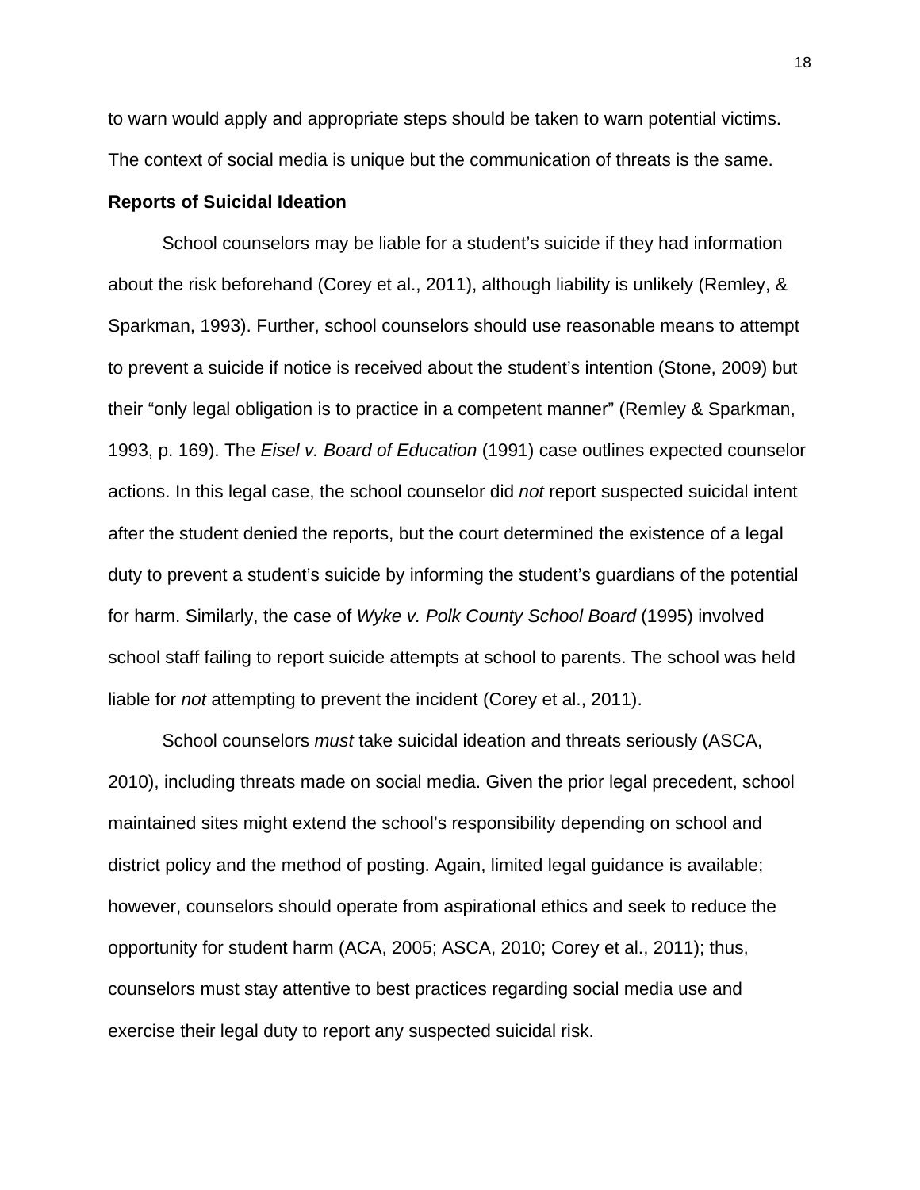to warn would apply and appropriate steps should be taken to warn potential victims. The context of social media is unique but the communication of threats is the same.

**Reports of Suicidal Ideation**

School counselors may be liable for a student's suicide if they had information about the risk beforehand (Corey et al., 2011), although liability is unlikely (Remley, & Sparkman, 1993). Further, school counselors should use reasonable means to attempt to prevent a suicide if notice is received about the student's intention (Stone, 2009) but their "only legal obligation is to practice in a competent manner" (Remley & Sparkman, 1993, p. 169). The *Eisel v. Board of Education* (1991) case outlines expected counselor actions. In this legal case, the school counselor did *not* report suspected suicidal intent after the student denied the reports, but the court determined the existence of a legal duty to prevent a student's suicide by informing the student's guardians of the potential for harm. Similarly, the case of *Wyke v. Polk County School Board* (1995) involved school staff failing to report suicide attempts at school to parents. The school was held liable for *not* attempting to prevent the incident (Corey et al., 2011).

School counselors *must* take suicidal ideation and threats seriously (ASCA, 2010), including threats made on social media. Given the prior legal precedent, school maintained sites might extend the school's responsibility depending on school and district policy and the method of posting. Again, limited legal guidance is available; however, counselors should operate from aspirational ethics and seek to reduce the opportunity for student harm (ACA, 2005; ASCA, 2010; Corey et al., 2011); thus, counselors must stay attentive to best practices regarding social media use and exercise their legal duty to report any suspected suicidal risk.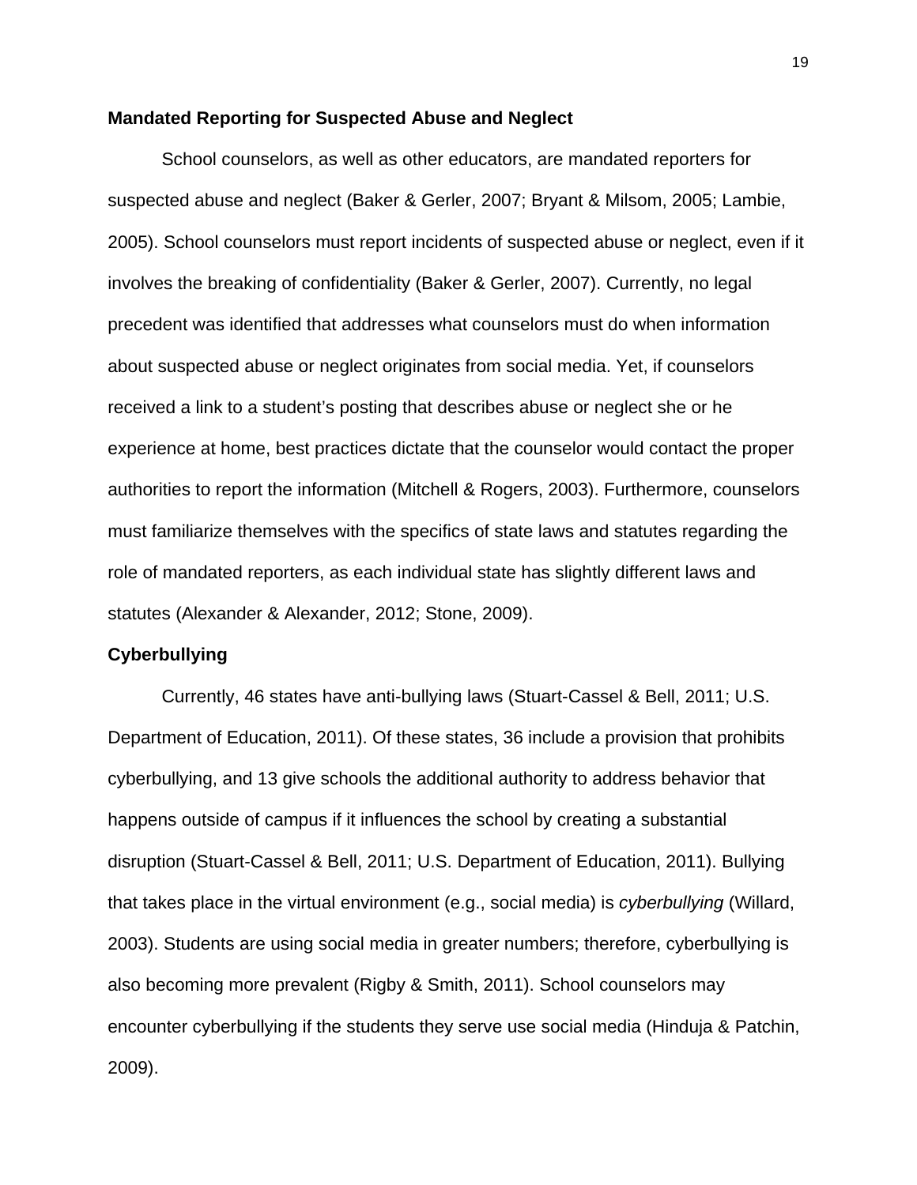## Mandated Reporting for Suspected Abuse and Neglect

School counselors, as well as other educators, are mandated reporters for suspected abuse and neglect (Baker & Gerler, 2007; Bryant & Milsom, 2005; Lambie, 2005). School counselors must report incidents of suspected abuse or neglect, even if it involves the breaking of confidentiality (Baker & Gerler, 2007). Currently, no legal precedent was identified that addresses what counselors must do when information about suspected abuse or neglect originates from social media. Yet, if counselors received a link to a student's posting that describes abuse or neglect she or he experience at home, best practices dictate that the counselor would contact the proper authorities to report the information (Mitchell & Rogers, 2003). Furthermore, counselors must familiarize themselves with the specifics of state laws and statutes regarding the role of mandated reporters, as each individual state has slightly different laws and statutes (Alexander & Alexander, 2012; Stone, 2009).

## Cyberbullying

Currently, 46 states have anti-bullying laws (Stuart-Cassel & Bell, 2011; U.S. Department of Education, 2011). Of these states, 36 include a provision that prohibits cyberbullying, and 13 give schools the additional authority to address behavior that happens outside of campus if it influences the school by creating a substantial disruption (Stuart-Cassel & Bell, 2011; U.S. Department of Education, 2011). Bullying that takes place in the virtual environment (e.g., social media) is *cyberbullying* (Willard, 2003). Students are using social media in greater numbers; therefore, cyberbullying is also becoming more prevalent (Rigby & Smith, 2011). School counselors may encounter cyberbullying if the students they serve use social media (Hinduja & Patchin, 2009).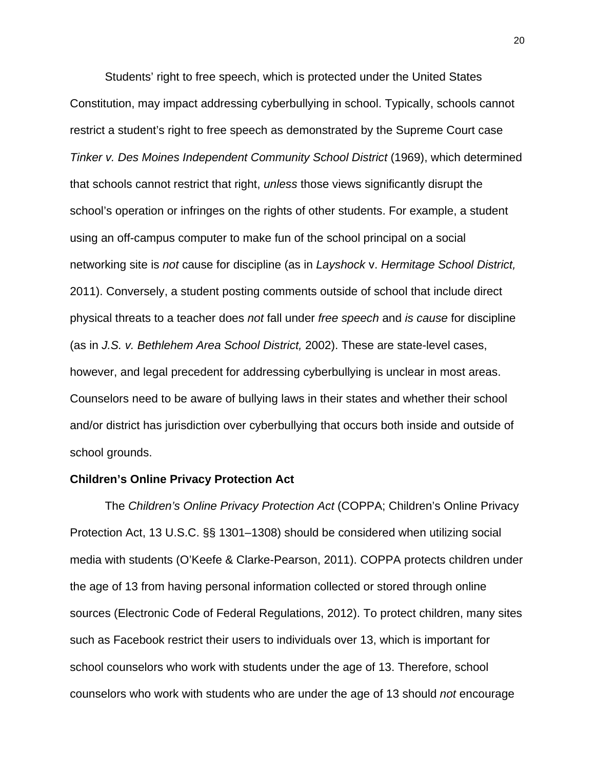Students' right to free speech, which is protected under the United States Constitution, may impact addressing cyberbullying in school. Typically, schools cannot restrict a student's right to free speech as demonstrated by the Supreme Court case *Tinker v. Des Moines Independent Community School District* (1969), which determined that schools cannot restrict that right, *unless* those views significantly disrupt the school's operation or infringes on the rights of other students. For example, a student using an off-campus computer to make fun of the school principal on a social networking site is *not* cause for discipline (as in *Layshock* v. *Hermitage School District,* 2011). Conversely, a student posting comments outside of school that include direct physical threats to a teacher does *not* fall under *free speech* and *is cause* for discipline (as in *J.S. v. Bethlehem Area School District,* 2002). These are state-level cases, however, and legal precedent for addressing cyberbullying is unclear in most areas. Counselors need to be aware of bullying laws in their states and whether their school and/or district has jurisdiction over cyberbullying that occurs both inside and outside of school grounds.

**Children's Online Privacy Protection Act**

The *Children's Online Privacy Protection Act* (COPPA; Children's Online Privacy Protection Act, 13 U.S.C. §§ 1301–1308) should be considered when utilizing social media with students (O'Keefe & Clarke-Pearson, 2011). COPPA protects children under the age of 13 from having personal information collected or stored through online sources (Electronic Code of Federal Regulations, 2012). To protect children, many sites such as Facebook restrict their users to individuals over 13, which is important for school counselors who work with students under the age of 13. Therefore, school counselors who work with students who are under the age of 13 should *not* encourage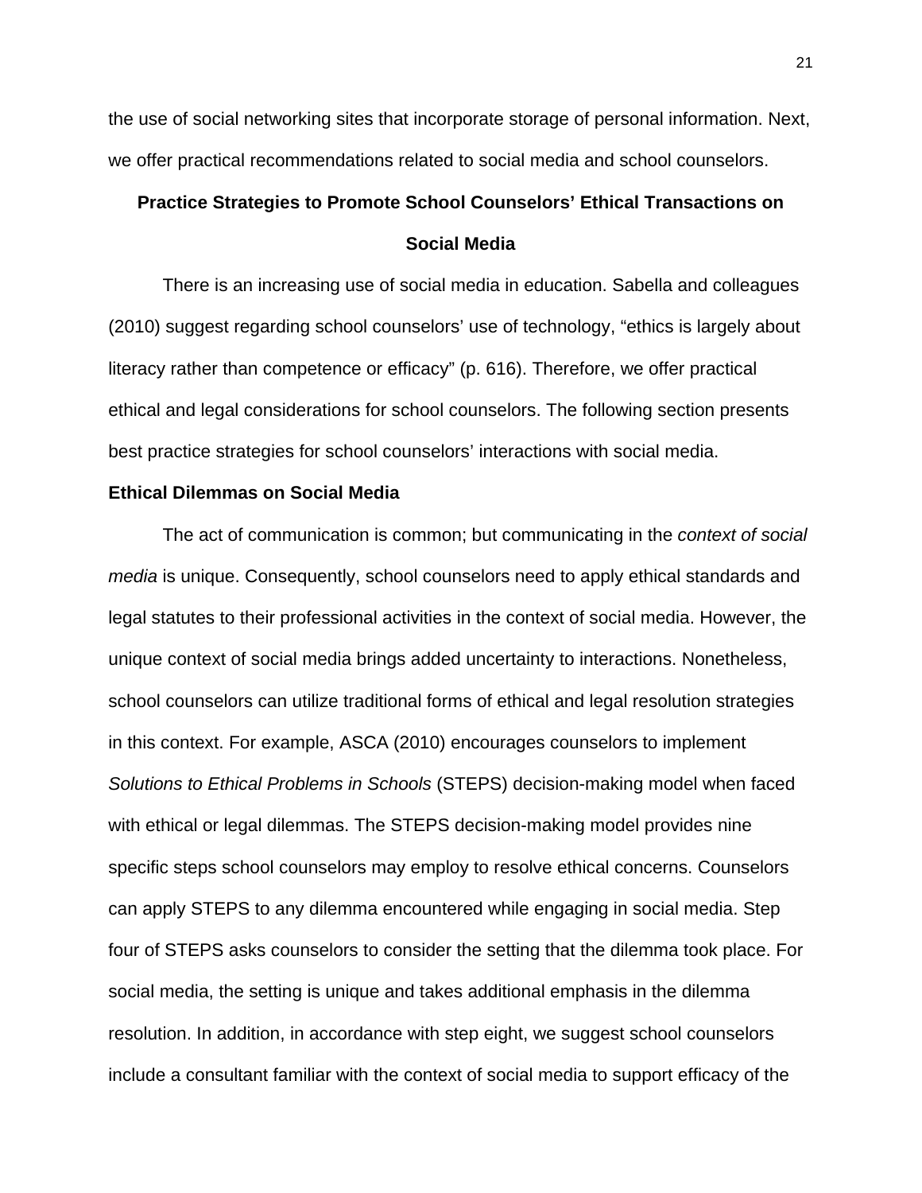the use of social networking sites that incorporate storage of personal information. Next, we offer practical recommendations related to social media and school counselors.

## Practice Strategies to Promote School Counselors' Ethical Transactions on Social Media

There is an increasing use of social media in education. Sabella and colleagues (2010) suggest regarding school counselors' use of technology, "ethics is largely about literacy rather than competence or efficacy" (p. 616). Therefore, we offer practical ethical and legal considerations for school counselors. The following section presents best practice strategies for school counselors' interactions with social media.

### Ethical Dilemmas on Social Media

The act of communication is common; but communicating in the *context of social media* is unique. Consequently, school counselors need to apply ethical standards and legal statutes to their professional activities in the context of social media. However, the unique context of social media brings added uncertainty to interactions. Nonetheless, school counselors can utilize traditional forms of ethical and legal resolution strategies in this context. For example, ASCA (2010) encourages counselors to implement *Solutions to Ethical Problems in Schools* (STEPS) decision-making model when faced with ethical or legal dilemmas. The STEPS decision-making model provides nine specific steps school counselors may employ to resolve ethical concerns. Counselors can apply STEPS to any dilemma encountered while engaging in social media. Step four of STEPS asks counselors to consider the setting that the dilemma took place. For social media, the setting is unique and takes additional emphasis in the dilemma resolution. In addition, in accordance with step eight, we suggest school counselors include a consultant familiar with the context of social media to support efficacy of the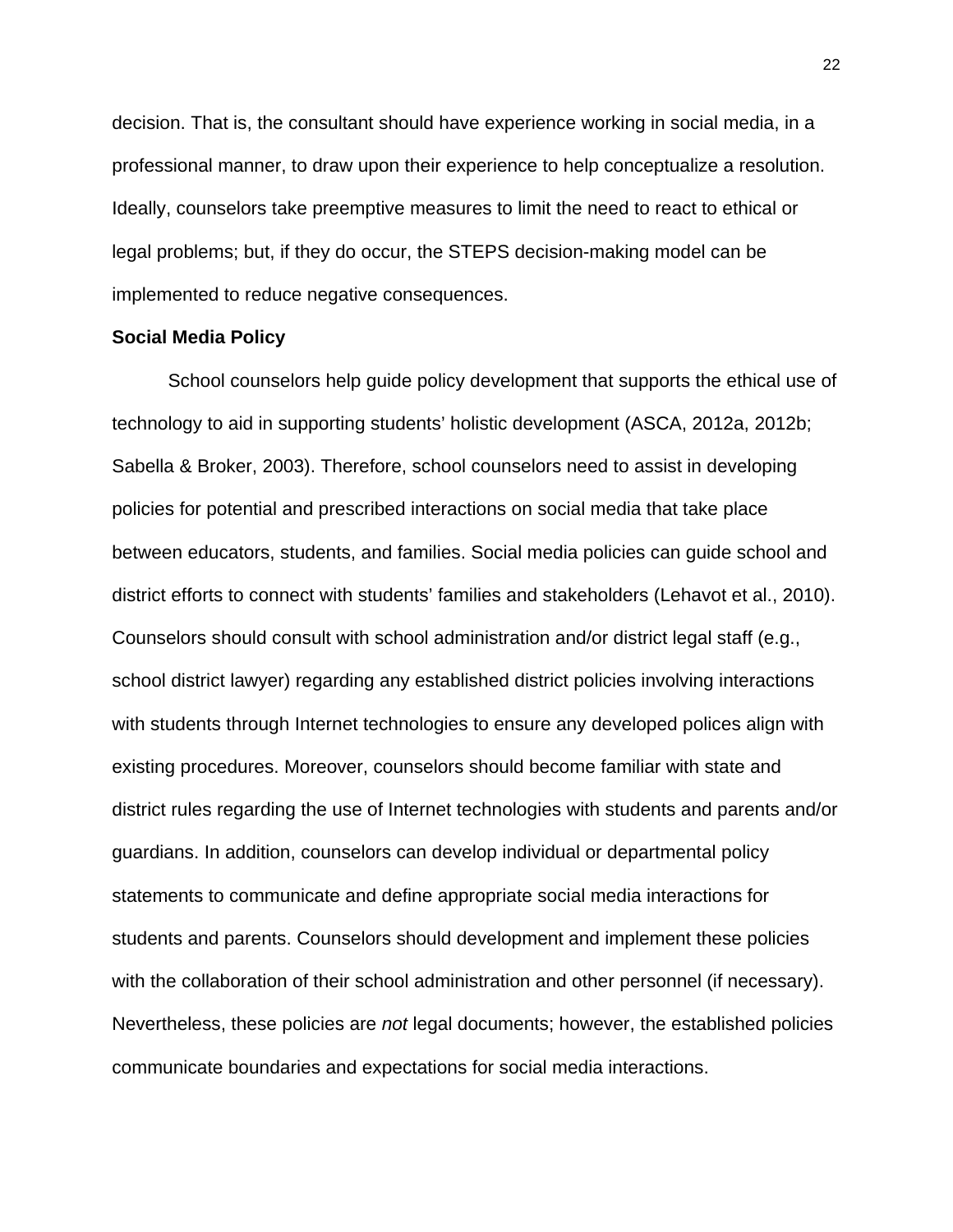decision. That is, the consultant should have experience working in social media, in a professional manner, to draw upon their experience to help conceptualize a resolution. Ideally, counselors take preemptive measures to limit the need to react to ethical or legal problems; but, if they do occur, the STEPS decision-making model can be implemented to reduce negative consequences.

**Social Media Policy**

School counselors help guide policy development that supports the ethical use of technology to aid in supporting students' holistic development (ASCA, 2012a, 2012b; Sabella & Broker, 2003). Therefore, school counselors need to assist in developing policies for potential and prescribed interactions on social media that take place between educators, students, and families. Social media policies can guide school and district efforts to connect with students' families and stakeholders (Lehavot et al., 2010). Counselors should consult with school administration and/or district legal staff (e.g., school district lawyer) regarding any established district policies involving interactions with students through Internet technologies to ensure any developed polices align with existing procedures. Moreover, counselors should become familiar with state and district rules regarding the use of Internet technologies with students and parents and/or guardians. In addition, counselors can develop individual or departmental policy statements to communicate and define appropriate social media interactions for students and parents. Counselors should development and implement these policies with the collaboration of their school administration and other personnel (if necessary). Nevertheless, these policies are *not* legal documents; however, the established policies communicate boundaries and expectations for social media interactions.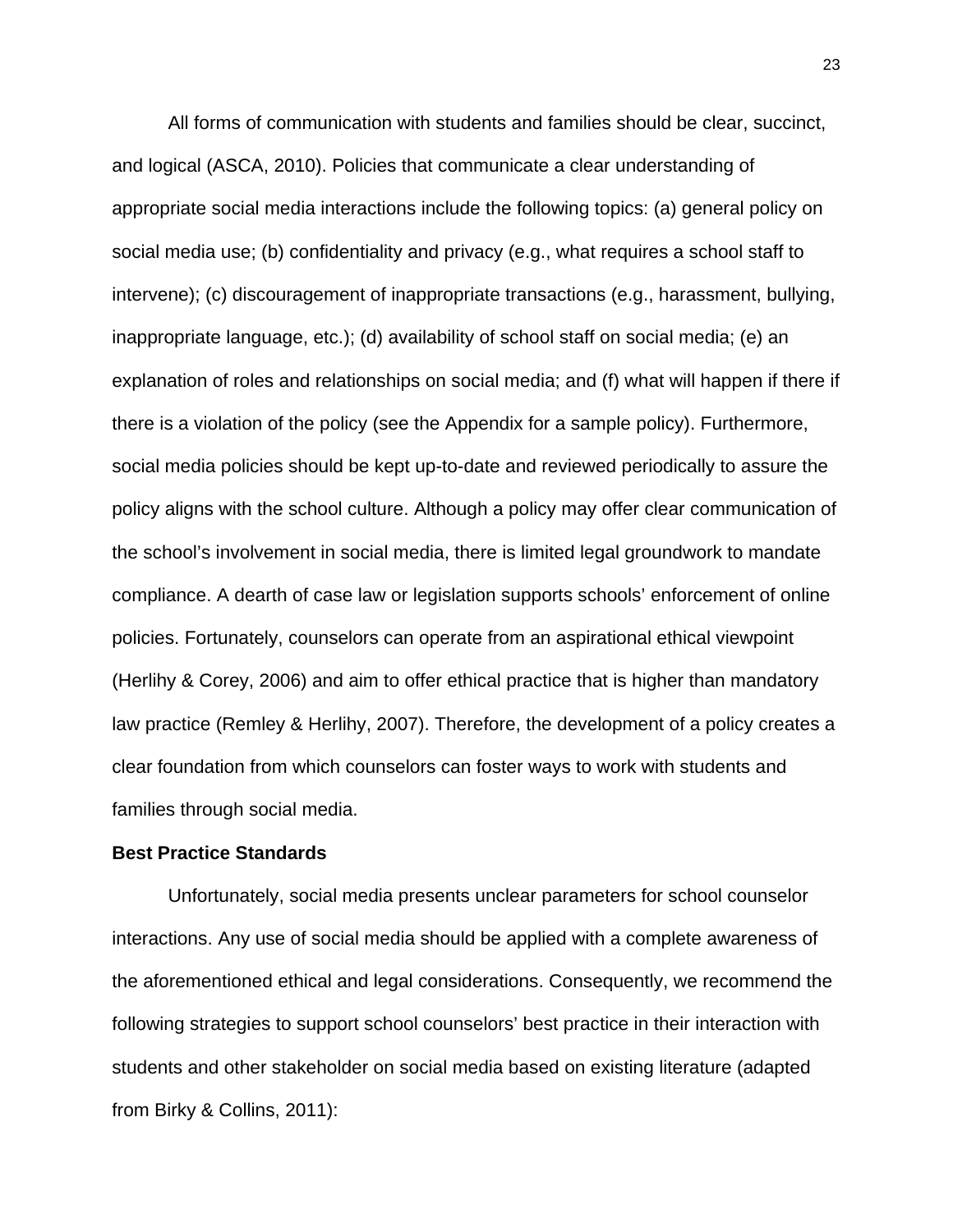All forms of communication with students and families should be clear, succinct, and logical (ASCA, 2010). Policies that communicate a clear understanding of appropriate social media interactions include the following topics: (a) general policy on social media use; (b) confidentiality and privacy (e.g., what requires a school staff to intervene); (c) discouragement of inappropriate transactions (e.g., harassment, bullying, inappropriate language, etc.); (d) availability of school staff on social media; (e) an explanation of roles and relationships on social media; and (f) what will happen if there if there is a violation of the policy (see the Appendix for a sample policy). Furthermore, social media policies should be kept up-to-date and reviewed periodically to assure the policy aligns with the school culture. Although a policy may offer clear communication of the school's involvement in social media, there is limited legal groundwork to mandate compliance. A dearth of case law or legislation supports schools' enforcement of online policies. Fortunately, counselors can operate from an aspirational ethical viewpoint (Herlihy & Corey, 2006) and aim to offer ethical practice that is higher than mandatory law practice (Remley & Herlihy, 2007). Therefore, the development of a policy creates a clear foundation from which counselors can foster ways to work with students and families through social media.

**Best Practice Standards**

Unfortunately, social media presents unclear parameters for school counselor interactions. Any use of social media should be applied with a complete awareness of the aforementioned ethical and legal considerations. Consequently, we recommend the following strategies to support school counselors' best practice in their interaction with students and other stakeholder on social media based on existing literature (adapted from Birky & Collins, 2011):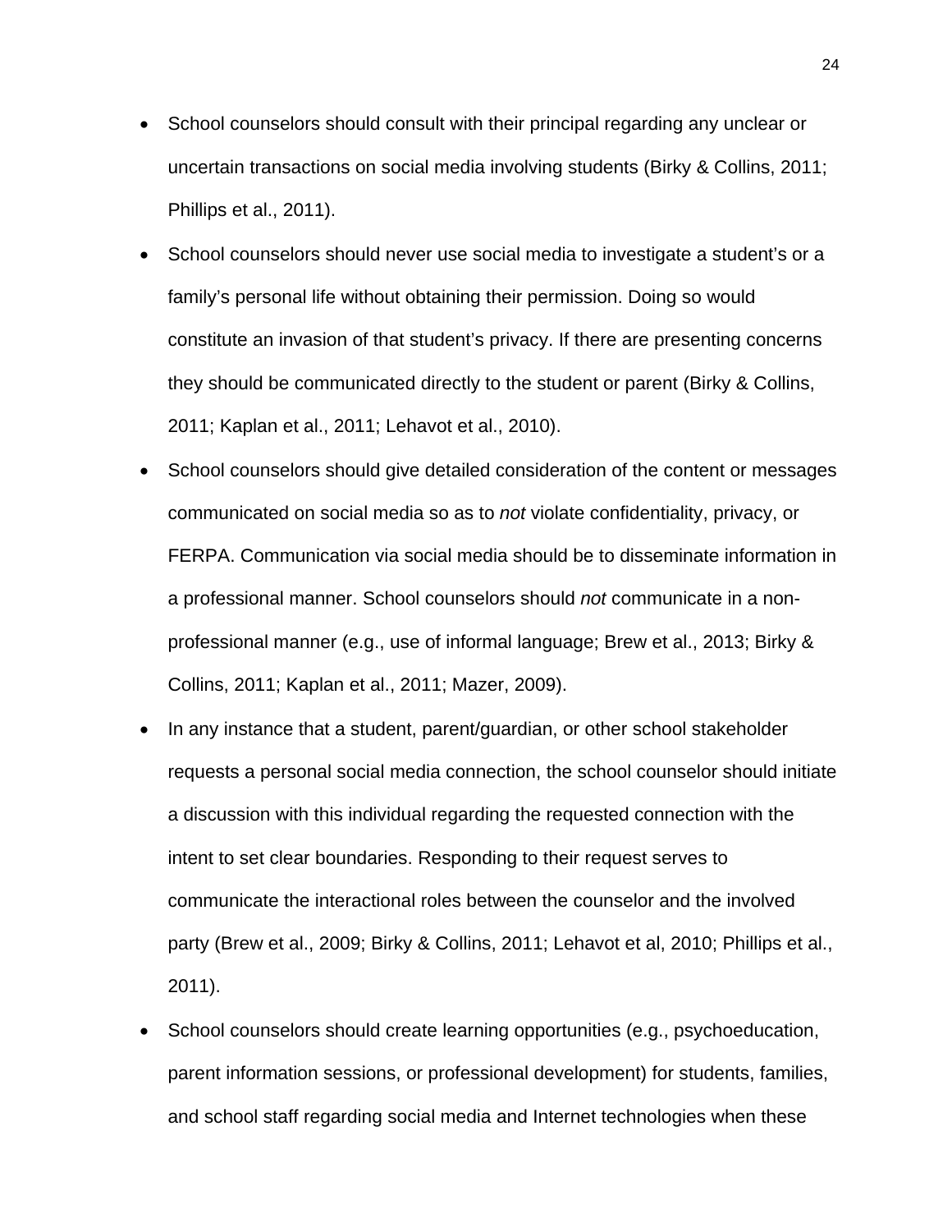- School counselors should consult with their principal regarding any unclear or uncertain transactions on social media involving students (Birky & Collins, 2011; Phillips et al., 2011).
- School counselors should never use social media to investigate a student's or a family's personal life without obtaining their permission. Doing so would constitute an invasion of that student's privacy. If there are presenting concerns they should be communicated directly to the student or parent (Birky & Collins, 2011; Kaplan et al., 2011; Lehavot et al., 2010).
- School counselors should give detailed consideration of the content or messages communicated on social media so as to *not* violate confidentiality, privacy, or FERPA. Communication via social media should be to disseminate information in a professional manner. School counselors should *not* communicate in a non-professional manner (e.g., use of informal language; Brew et al., 2013; Birky & Collins, 2011; Kaplan et al., 2011; Mazer, 2009).
- In any instance that a student, parent/guardian, or other school stakeholder requests a personal social media connection, the school counselor should initiate a discussion with this individual regarding the requested connection with the intent to set clear boundaries. Responding to their request serves to communicate the interactional roles between the counselor and the involved party (Brew et al., 2009; Birky & Collins, 2011; Lehavot et al, 2010; Phillips et al., 2011).
- School counselors should create learning opportunities (e.g., psychoeducation, parent information sessions, or professional development) for students, families, and school staff regarding social media and Internet technologies when these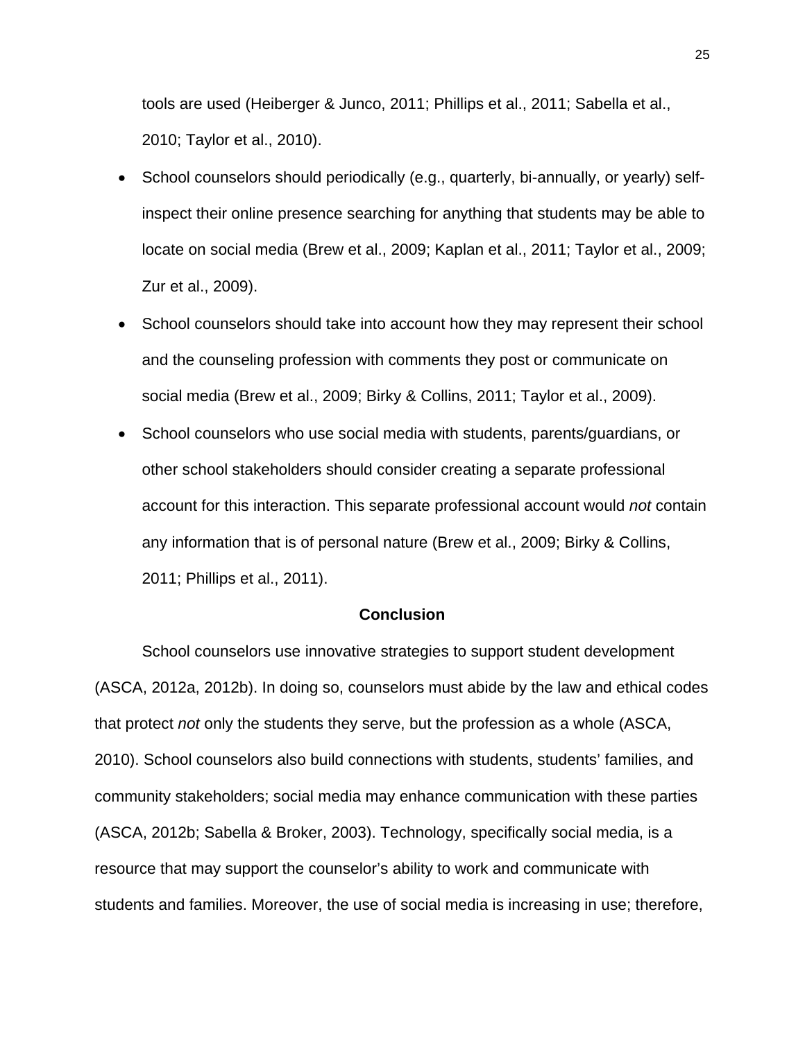tools are used (Heiberger & Junco, 2011; Phillips et al., 2011; Sabella et al., 2010; Taylor et al., 2010).

- School counselors should periodically (e.g., quarterly, bi-annually, or yearly) self-inspect their online presence searching for anything that students may be able to locate on social media (Brew et al., 2009; Kaplan et al., 2011; Taylor et al., 2009; Zur et al., 2009).
- School counselors should take into account how they may represent their school and the counseling profession with comments they post or communicate on social media (Brew et al., 2009; Birky & Collins, 2011; Taylor et al., 2009).
- School counselors who use social media with students, parents/guardians, or other school stakeholders should consider creating a separate professional account for this interaction. This separate professional account would *not* contain any information that is of personal nature (Brew et al., 2009; Birky & Collins, 2011; Phillips et al., 2011).

## Conclusion

School counselors use innovative strategies to support student development (ASCA, 2012a, 2012b). In doing so, counselors must abide by the law and ethical codes that protect *not* only the students they serve, but the profession as a whole (ASCA, 2010). School counselors also build connections with students, students' families, and community stakeholders; social media may enhance communication with these parties (ASCA, 2012b; Sabella & Broker, 2003). Technology, specifically social media, is a resource that may support the counselor's ability to work and communicate with students and families. Moreover, the use of social media is increasing in use; therefore,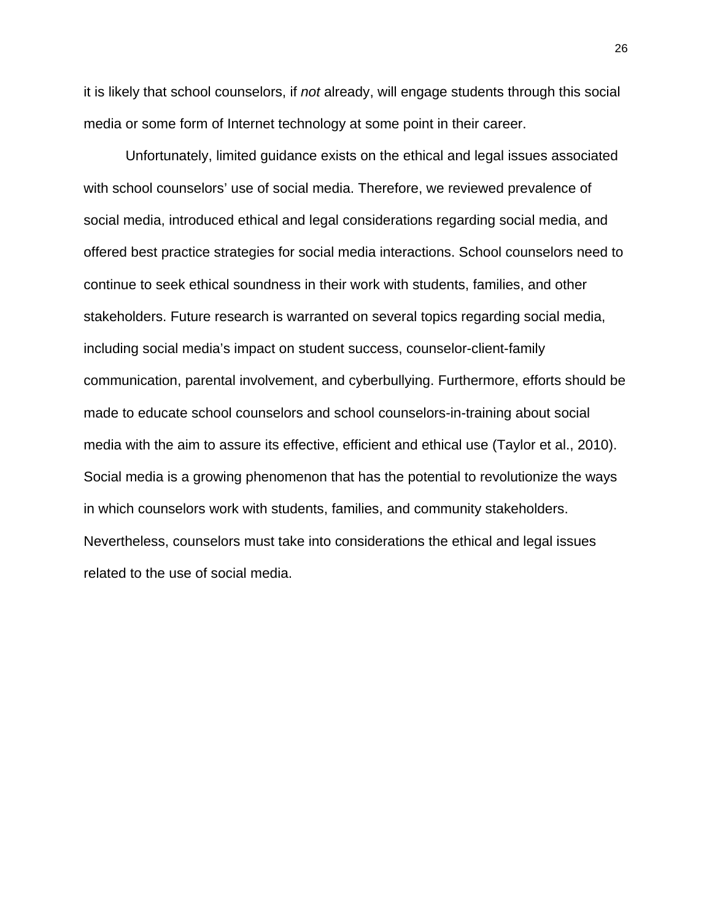it is likely that school counselors, if *not* already, will engage students through this social media or some form of Internet technology at some point in their career.

Unfortunately, limited guidance exists on the ethical and legal issues associated with school counselors' use of social media. Therefore, we reviewed prevalence of social media, introduced ethical and legal considerations regarding social media, and offered best practice strategies for social media interactions. School counselors need to continue to seek ethical soundness in their work with students, families, and other stakeholders. Future research is warranted on several topics regarding social media, including social media's impact on student success, counselor-client-family communication, parental involvement, and cyberbullying. Furthermore, efforts should be made to educate school counselors and school counselors-in-training about social media with the aim to assure its effective, efficient and ethical use (Taylor et al., 2010). Social media is a growing phenomenon that has the potential to revolutionize the ways in which counselors work with students, families, and community stakeholders. Nevertheless, counselors must take into considerations the ethical and legal issues related to the use of social media.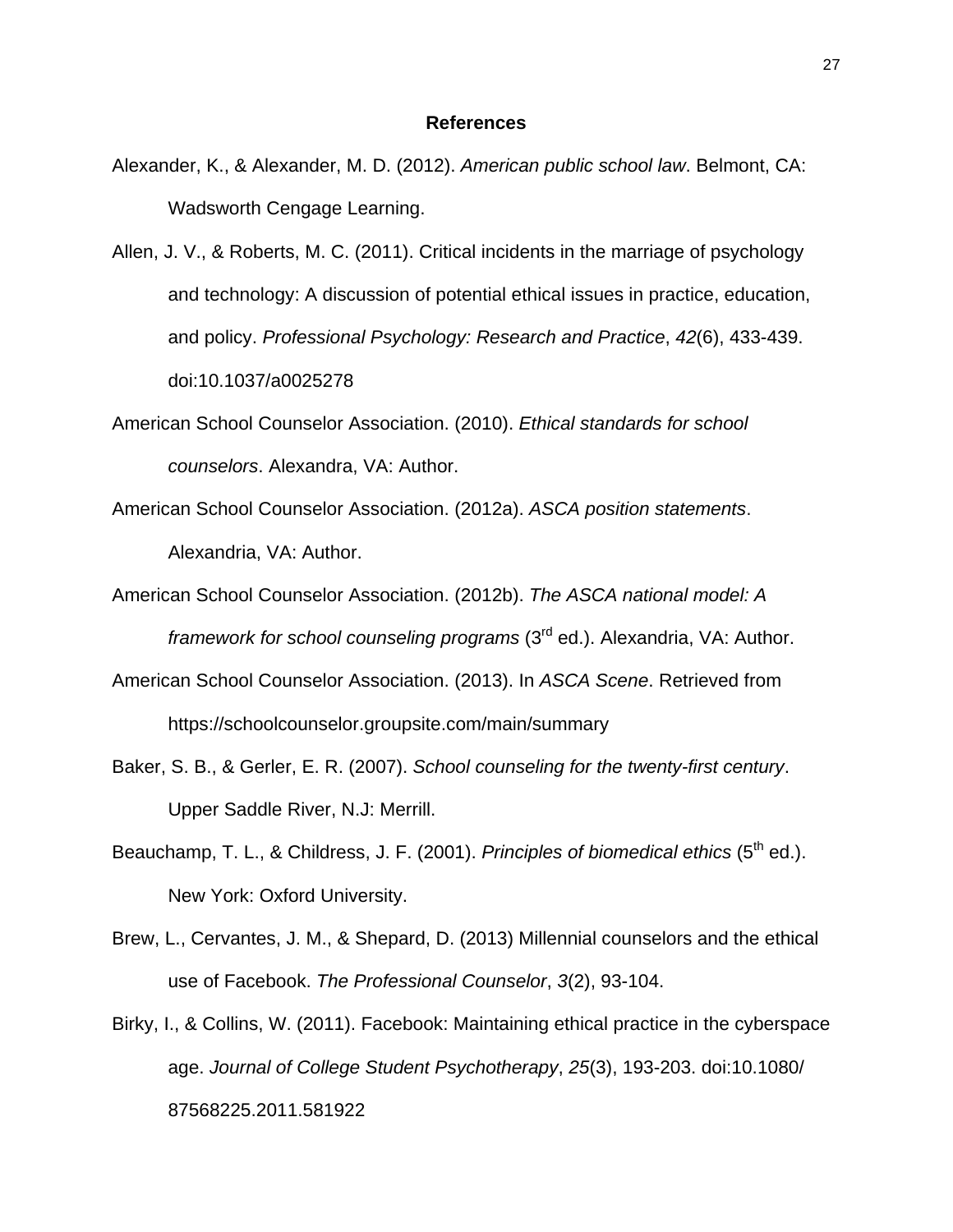## References

Alexander, K., & Alexander, M. D. (2012). *American public school law*. Belmont, CA: Wadsworth Cengage Learning.

Allen, J. V., & Roberts, M. C. (2011). Critical incidents in the marriage of psychology and technology: A discussion of potential ethical issues in practice, education, and policy. *Professional Psychology: Research and Practice*, *42*(6), 433-439. doi:10.1037/a0025278

American School Counselor Association. (2010). *Ethical standards for school counselors*. Alexandra, VA: Author.

American School Counselor Association. (2012a). *ASCA position statements*. Alexandria, VA: Author.

American School Counselor Association. (2012b). *The ASCA national model: A framework for school counseling programs* (3rd ed.). Alexandria, VA: Author.

American School Counselor Association. (2013). In *ASCA Scene*. Retrieved from https://schoolcounselor.groupsite.com/main/summary

Baker, S. B., & Gerler, E. R. (2007). *School counseling for the twenty-first century*. Upper Saddle River, N.J: Merrill.

Beauchamp, T. L., & Childress, J. F. (2001). *Principles of biomedical ethics* (5th ed.). New York: Oxford University.

Brew, L., Cervantes, J. M., & Shepard, D. (2013) Millennial counselors and the ethical use of Facebook. *The Professional Counselor*, *3*(2), 93-104.

Birky, I., & Collins, W. (2011). Facebook: Maintaining ethical practice in the cyberspace age. *Journal of College Student Psychotherapy*, *25*(3), 193-203. doi:10.1080/87568225.2011.581922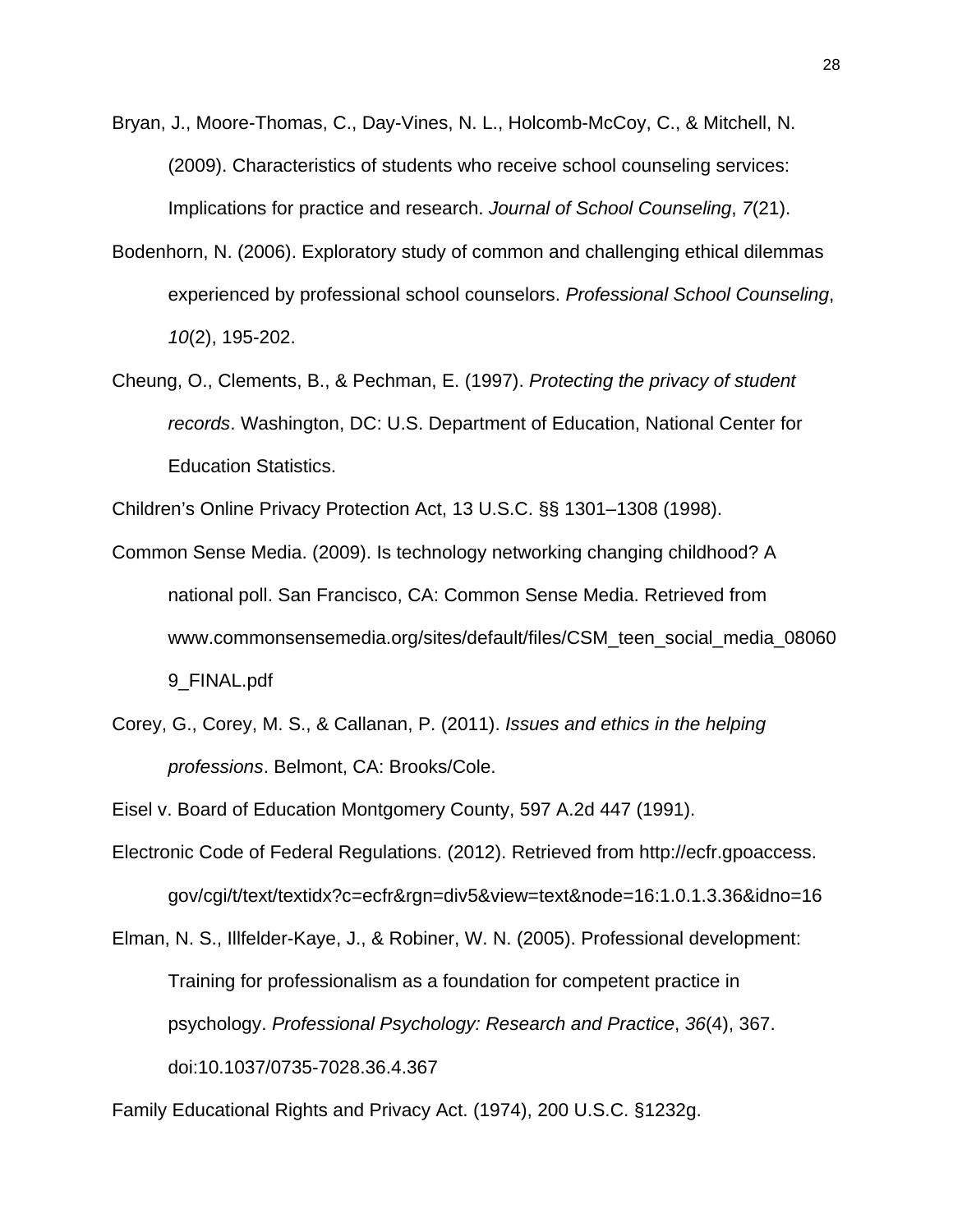Bryan, J., Moore-Thomas, C., Day-Vines, N. L., Holcomb-McCoy, C., & Mitchell, N. (2009). Characteristics of students who receive school counseling services: Implications for practice and research. *Journal of School Counseling*, *7*(21).

Bodenhorn, N. (2006). Exploratory study of common and challenging ethical dilemmas experienced by professional school counselors. *Professional School Counseling*, *10*(2), 195-202.

Cheung, O., Clements, B., & Pechman, E. (1997). *Protecting the privacy of student records*. Washington, DC: U.S. Department of Education, National Center for Education Statistics.

Children's Online Privacy Protection Act, 13 U.S.C. §§ 1301–1308 (1998).

Common Sense Media. (2009). Is technology networking changing childhood? A national poll. San Francisco, CA: Common Sense Media. Retrieved from www.commonsensemedia.org/sites/default/files/CSM_teen_social_media_080609_FINAL.pdf

Corey, G., Corey, M. S., & Callanan, P. (2011). *Issues and ethics in the helping professions*. Belmont, CA: Brooks/Cole.

Eisel v. Board of Education Montgomery County, 597 A.2d 447 (1991).

Electronic Code of Federal Regulations. (2012). Retrieved from http://ecfr.gpoaccess.gov/cgi/t/text/textidx?c=ecfr&rgn=div5&view=text&node=16:1.0.1.3.36&idno=16

Elman, N. S., Illfelder-Kaye, J., & Robiner, W. N. (2005). Professional development: Training for professionalism as a foundation for competent practice in psychology. *Professional Psychology: Research and Practice*, *36*(4), 367. doi:10.1037/0735-7028.36.4.367

Family Educational Rights and Privacy Act. (1974), 200 U.S.C. §1232g.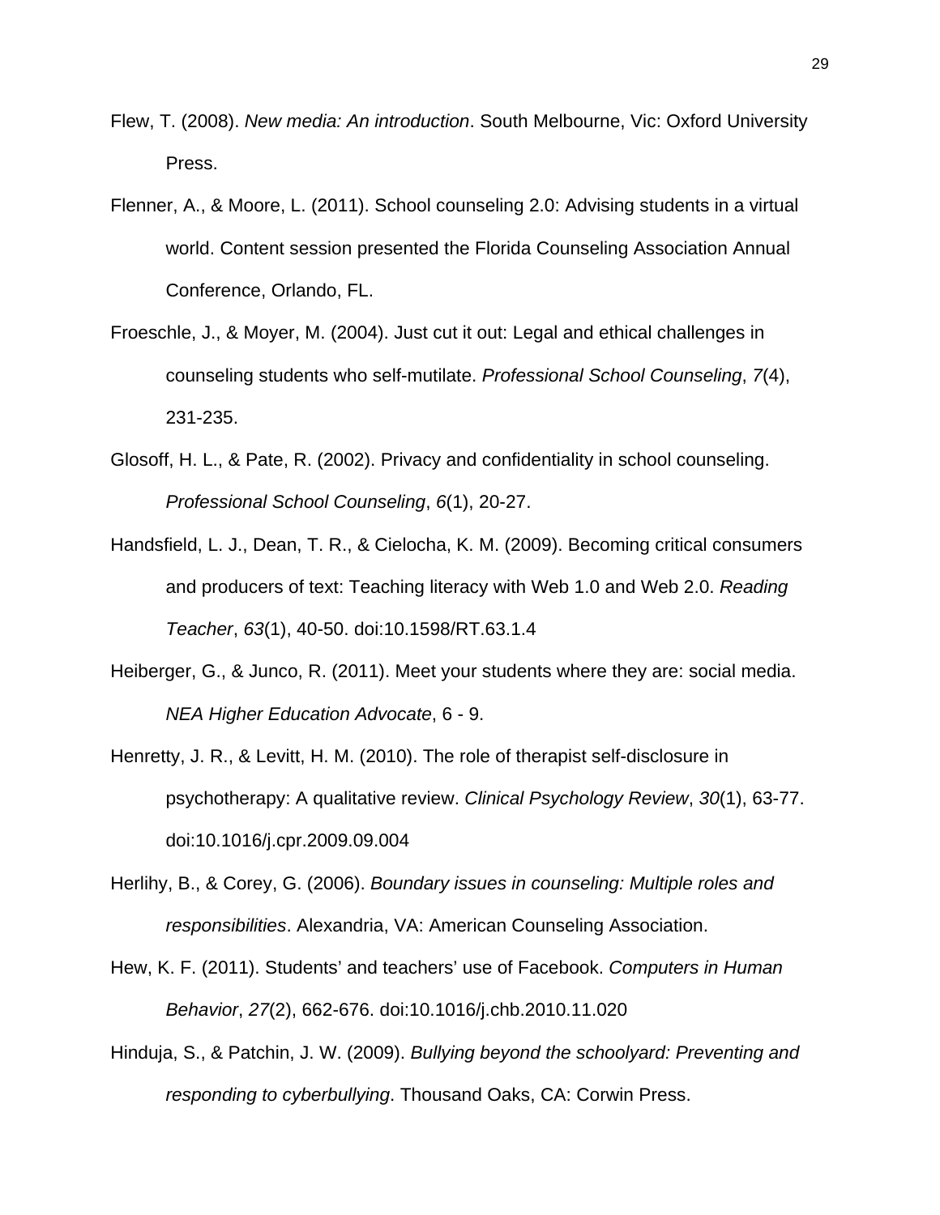Flew, T. (2008). *New media: An introduction*. South Melbourne, Vic: Oxford University Press.

Flenner, A., & Moore, L. (2011). School counseling 2.0: Advising students in a virtual world. Content session presented the Florida Counseling Association Annual Conference, Orlando, FL.

Froeschle, J., & Moyer, M. (2004). Just cut it out: Legal and ethical challenges in counseling students who self-mutilate. *Professional School Counseling*, *7*(4), 231-235.

Glosoff, H. L., & Pate, R. (2002). Privacy and confidentiality in school counseling. *Professional School Counseling*, *6*(1), 20-27.

Handsfield, L. J., Dean, T. R., & Cielocha, K. M. (2009). Becoming critical consumers and producers of text: Teaching literacy with Web 1.0 and Web 2.0. *Reading Teacher*, *63*(1), 40-50. doi:10.1598/RT.63.1.4

Heiberger, G., & Junco, R. (2011). Meet your students where they are: social media. *NEA Higher Education Advocate*, 6 - 9.

Henretty, J. R., & Levitt, H. M. (2010). The role of therapist self-disclosure in psychotherapy: A qualitative review. *Clinical Psychology Review*, *30*(1), 63-77. doi:10.1016/j.cpr.2009.09.004

Herlihy, B., & Corey, G. (2006). *Boundary issues in counseling: Multiple roles and responsibilities*. Alexandria, VA: American Counseling Association.

Hew, K. F. (2011). Students' and teachers' use of Facebook. *Computers in Human Behavior*, *27*(2), 662-676. doi:10.1016/j.chb.2010.11.020

Hinduja, S., & Patchin, J. W. (2009). *Bullying beyond the schoolyard: Preventing and responding to cyberbullying*. Thousand Oaks, CA: Corwin Press.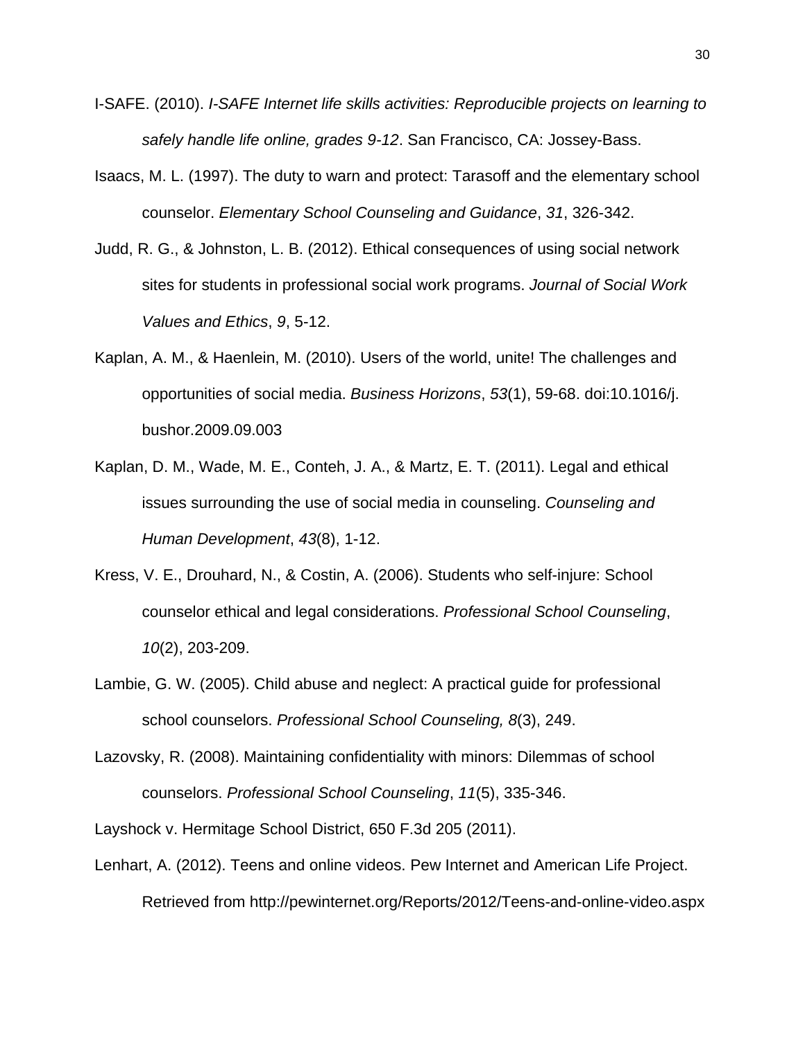I-SAFE. (2010). *I-SAFE Internet life skills activities: Reproducible projects on learning to safely handle life online, grades 9-12*. San Francisco, CA: Jossey-Bass.

Isaacs, M. L. (1997). The duty to warn and protect: Tarasoff and the elementary school counselor. *Elementary School Counseling and Guidance*, *31*, 326-342.

Judd, R. G., & Johnston, L. B. (2012). Ethical consequences of using social network sites for students in professional social work programs. *Journal of Social Work Values and Ethics*, *9*, 5-12.

Kaplan, A. M., & Haenlein, M. (2010). Users of the world, unite! The challenges and opportunities of social media. *Business Horizons*, *53*(1), 59-68. doi:10.1016/j.bushor.2009.09.003

Kaplan, D. M., Wade, M. E., Conteh, J. A., & Martz, E. T. (2011). Legal and ethical issues surrounding the use of social media in counseling. *Counseling and Human Development*, *43*(8), 1-12.

Kress, V. E., Drouhard, N., & Costin, A. (2006). Students who self-injure: School counselor ethical and legal considerations. *Professional School Counseling*, *10*(2), 203-209.

Lambie, G. W. (2005). Child abuse and neglect: A practical guide for professional school counselors. *Professional School Counseling, 8*(3), 249.

Lazovsky, R. (2008). Maintaining confidentiality with minors: Dilemmas of school counselors. *Professional School Counseling*, *11*(5), 335-346.

Layshock v. Hermitage School District, 650 F.3d 205 (2011).

Lenhart, A. (2012). Teens and online videos. Pew Internet and American Life Project. Retrieved from http://pewinternet.org/Reports/2012/Teens-and-online-video.aspx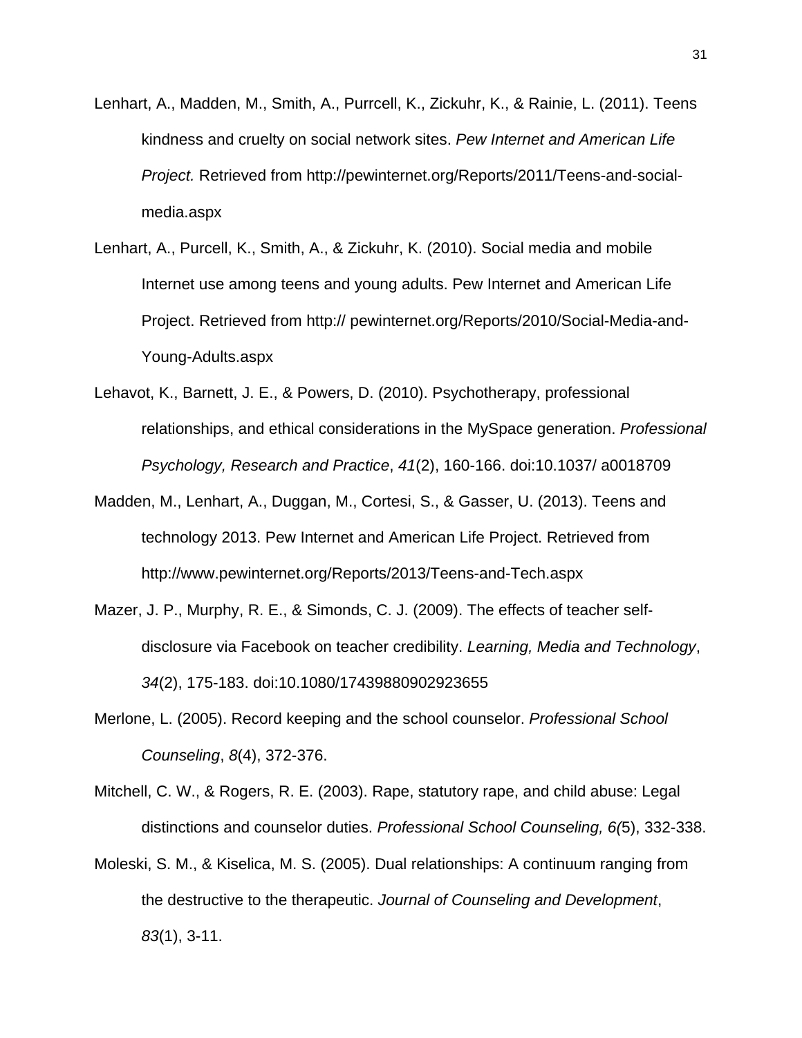Lenhart, A., Madden, M., Smith, A., Purrcell, K., Zickuhr, K., & Rainie, L. (2011). Teens kindness and cruelty on social network sites. *Pew Internet and American Life Project.* Retrieved from http://pewinternet.org/Reports/2011/Teens-and-social-media.aspx

Lenhart, A., Purcell, K., Smith, A., & Zickuhr, K. (2010). Social media and mobile Internet use among teens and young adults. Pew Internet and American Life Project. Retrieved from http:// pewinternet.org/Reports/2010/Social-Media-and-Young-Adults.aspx

Lehavot, K., Barnett, J. E., & Powers, D. (2010). Psychotherapy, professional relationships, and ethical considerations in the MySpace generation. *Professional Psychology, Research and Practice*, *41*(2), 160-166. doi:10.1037/ a0018709

Madden, M., Lenhart, A., Duggan, M., Cortesi, S., & Gasser, U. (2013). Teens and technology 2013. Pew Internet and American Life Project. Retrieved from http://www.pewinternet.org/Reports/2013/Teens-and-Tech.aspx

Mazer, J. P., Murphy, R. E., & Simonds, C. J. (2009). The effects of teacher self-disclosure via Facebook on teacher credibility. *Learning, Media and Technology*, *34*(2), 175-183. doi:10.1080/17439880902923655

Merlone, L. (2005). Record keeping and the school counselor. *Professional School Counseling*, *8*(4), 372-376.

Mitchell, C. W., & Rogers, R. E. (2003). Rape, statutory rape, and child abuse: Legal distinctions and counselor duties. *Professional School Counseling, 6(*5), 332-338.

Moleski, S. M., & Kiselica, M. S. (2005). Dual relationships: A continuum ranging from the destructive to the therapeutic. *Journal of Counseling and Development*, *83*(1), 3-11.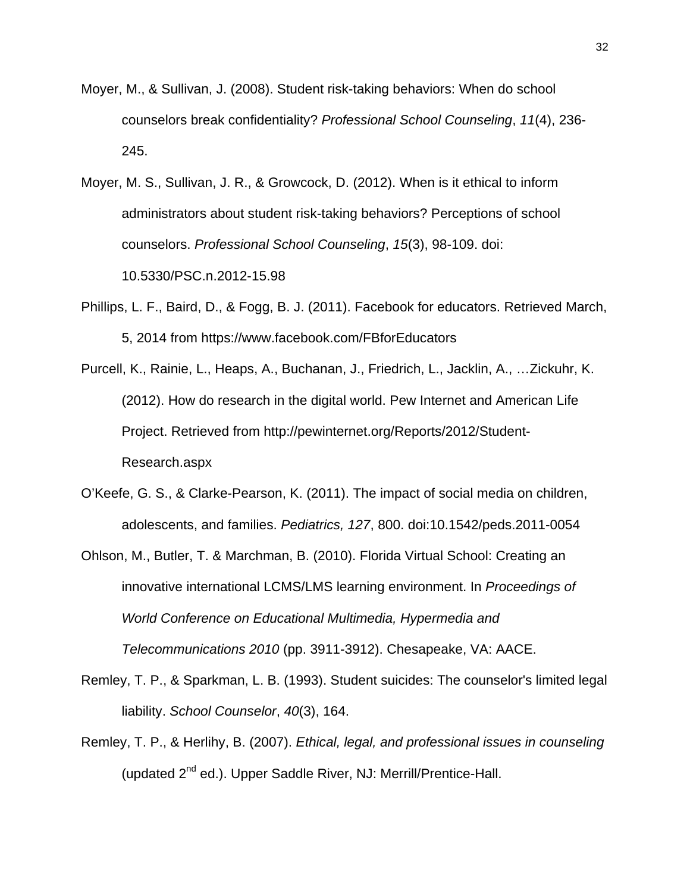Moyer, M., & Sullivan, J. (2008). Student risk-taking behaviors: When do school counselors break confidentiality? *Professional School Counseling*, *11*(4), 236-245.

Moyer, M. S., Sullivan, J. R., & Growcock, D. (2012). When is it ethical to inform administrators about student risk-taking behaviors? Perceptions of school counselors. *Professional School Counseling*, *15*(3), 98-109. doi: 10.5330/PSC.n.2012-15.98

Phillips, L. F., Baird, D., & Fogg, B. J. (2011). Facebook for educators. Retrieved March, 5, 2014 from https://www.facebook.com/FBforEducators

Purcell, K., Rainie, L., Heaps, A., Buchanan, J., Friedrich, L., Jacklin, A., …Zickuhr, K. (2012). How do research in the digital world. Pew Internet and American Life Project. Retrieved from http://pewinternet.org/Reports/2012/Student-Research.aspx

O'Keefe, G. S., & Clarke-Pearson, K. (2011). The impact of social media on children, adolescents, and families. *Pediatrics, 127*, 800. doi:10.1542/peds.2011-0054

Ohlson, M., Butler, T. & Marchman, B. (2010). Florida Virtual School: Creating an innovative international LCMS/LMS learning environment. In *Proceedings of World Conference on Educational Multimedia, Hypermedia and Telecommunications 2010* (pp. 3911-3912). Chesapeake, VA: AACE.

Remley, T. P., & Sparkman, L. B. (1993). Student suicides: The counselor's limited legal liability. *School Counselor*, *40*(3), 164.

Remley, T. P., & Herlihy, B. (2007). *Ethical, legal, and professional issues in counseling* (updated 2nd ed.). Upper Saddle River, NJ: Merrill/Prentice-Hall.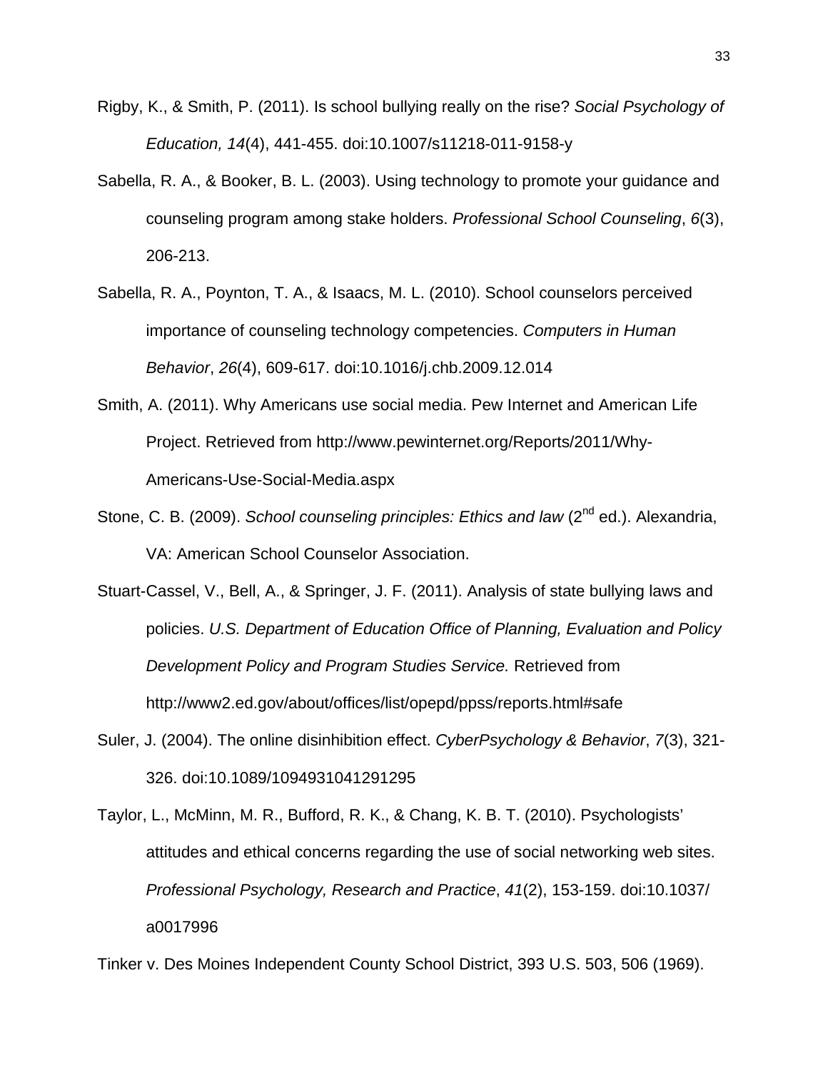Rigby, K., & Smith, P. (2011). Is school bullying really on the rise? *Social Psychology of Education, 14*(4), 441-455. doi:10.1007/s11218-011-9158-y

Sabella, R. A., & Booker, B. L. (2003). Using technology to promote your guidance and counseling program among stake holders. *Professional School Counseling*, *6*(3), 206-213.

Sabella, R. A., Poynton, T. A., & Isaacs, M. L. (2010). School counselors perceived importance of counseling technology competencies. *Computers in Human Behavior*, *26*(4), 609-617. doi:10.1016/j.chb.2009.12.014

Smith, A. (2011). Why Americans use social media. Pew Internet and American Life Project. Retrieved from http://www.pewinternet.org/Reports/2011/Why-Americans-Use-Social-Media.aspx

Stone, C. B. (2009). *School counseling principles: Ethics and law* (2nd ed.). Alexandria, VA: American School Counselor Association.

Stuart-Cassel, V., Bell, A., & Springer, J. F. (2011). Analysis of state bullying laws and policies. *U.S. Department of Education Office of Planning, Evaluation and Policy Development Policy and Program Studies Service.* Retrieved from http://www2.ed.gov/about/offices/list/opepd/ppss/reports.html#safe

Suler, J. (2004). The online disinhibition effect. *CyberPsychology & Behavior*, *7*(3), 321-326. doi:10.1089/1094931041291295

Taylor, L., McMinn, M. R., Bufford, R. K., & Chang, K. B. T. (2010). Psychologists' attitudes and ethical concerns regarding the use of social networking web sites. *Professional Psychology, Research and Practice*, *41*(2), 153-159. doi:10.1037/a0017996

Tinker v. Des Moines Independent County School District, 393 U.S. 503, 506 (1969).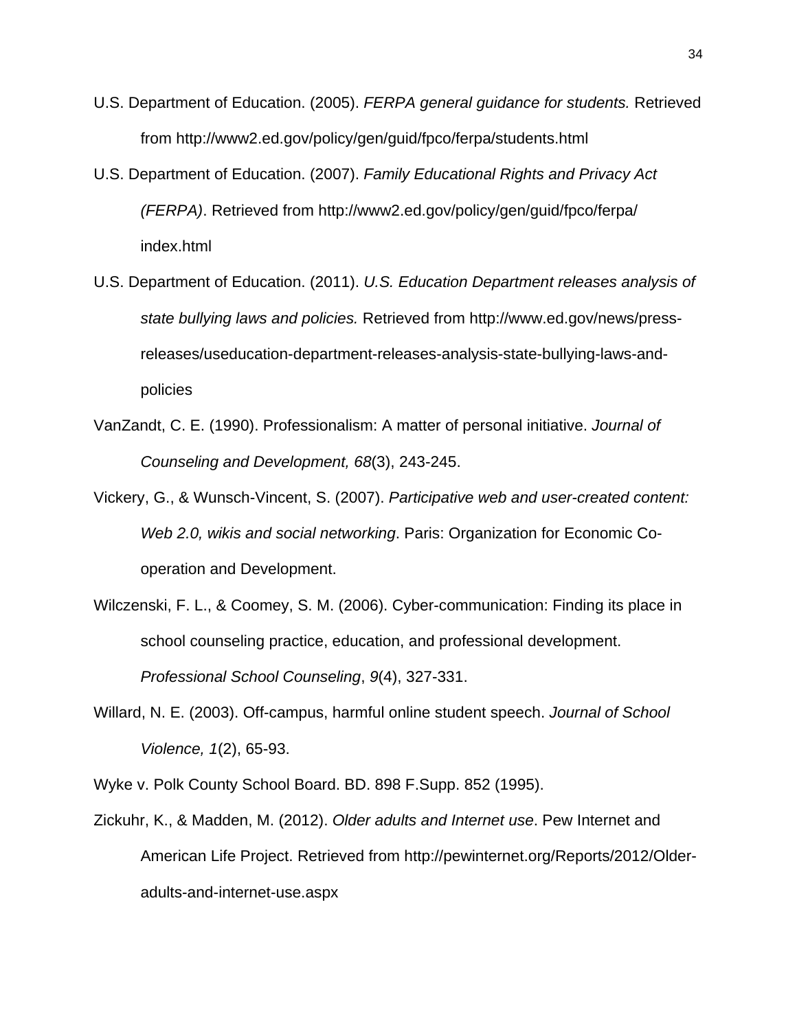U.S. Department of Education. (2005). *FERPA general guidance for students.* Retrieved from http://www2.ed.gov/policy/gen/guid/fpco/ferpa/students.html

U.S. Department of Education. (2007). *Family Educational Rights and Privacy Act (FERPA)*. Retrieved from http://www2.ed.gov/policy/gen/guid/fpco/ferpa/index.html

U.S. Department of Education. (2011). *U.S. Education Department releases analysis of state bullying laws and policies.* Retrieved from http://www.ed.gov/news/press-releases/useducation-department-releases-analysis-state-bullying-laws-and-policies

VanZandt, C. E. (1990). Professionalism: A matter of personal initiative. *Journal of Counseling and Development, 68*(3), 243-245.

Vickery, G., & Wunsch-Vincent, S. (2007). *Participative web and user-created content: Web 2.0, wikis and social networking*. Paris: Organization for Economic Co-operation and Development.

Wilczenski, F. L., & Coomey, S. M. (2006). Cyber-communication: Finding its place in school counseling practice, education, and professional development. *Professional School Counseling*, *9*(4), 327-331.

Willard, N. E. (2003). Off-campus, harmful online student speech. *Journal of School Violence, 1*(2), 65-93.

Wyke v. Polk County School Board. BD. 898 F.Supp. 852 (1995).

Zickuhr, K., & Madden, M. (2012). *Older adults and Internet use*. Pew Internet and American Life Project. Retrieved from http://pewinternet.org/Reports/2012/Older-adults-and-internet-use.aspx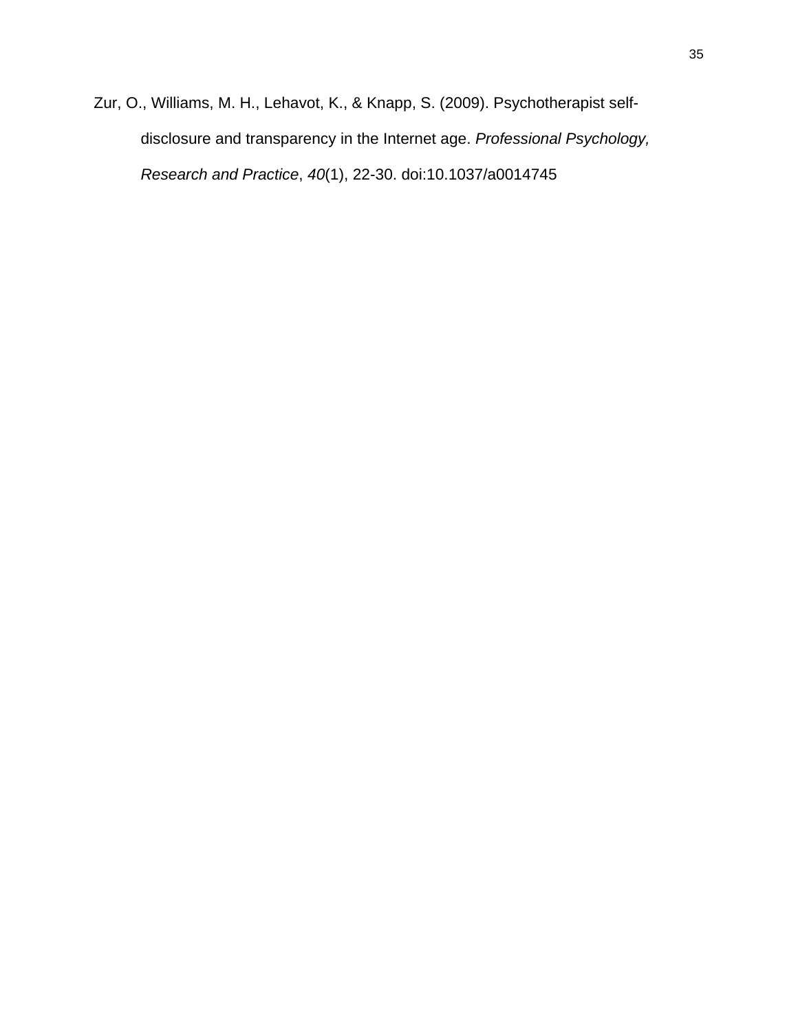Zur, O., Williams, M. H., Lehavot, K., & Knapp, S. (2009). Psychotherapist self-disclosure and transparency in the Internet age. *Professional Psychology, Research and Practice*, *40*(1), 22-30. doi:10.1037/a0014745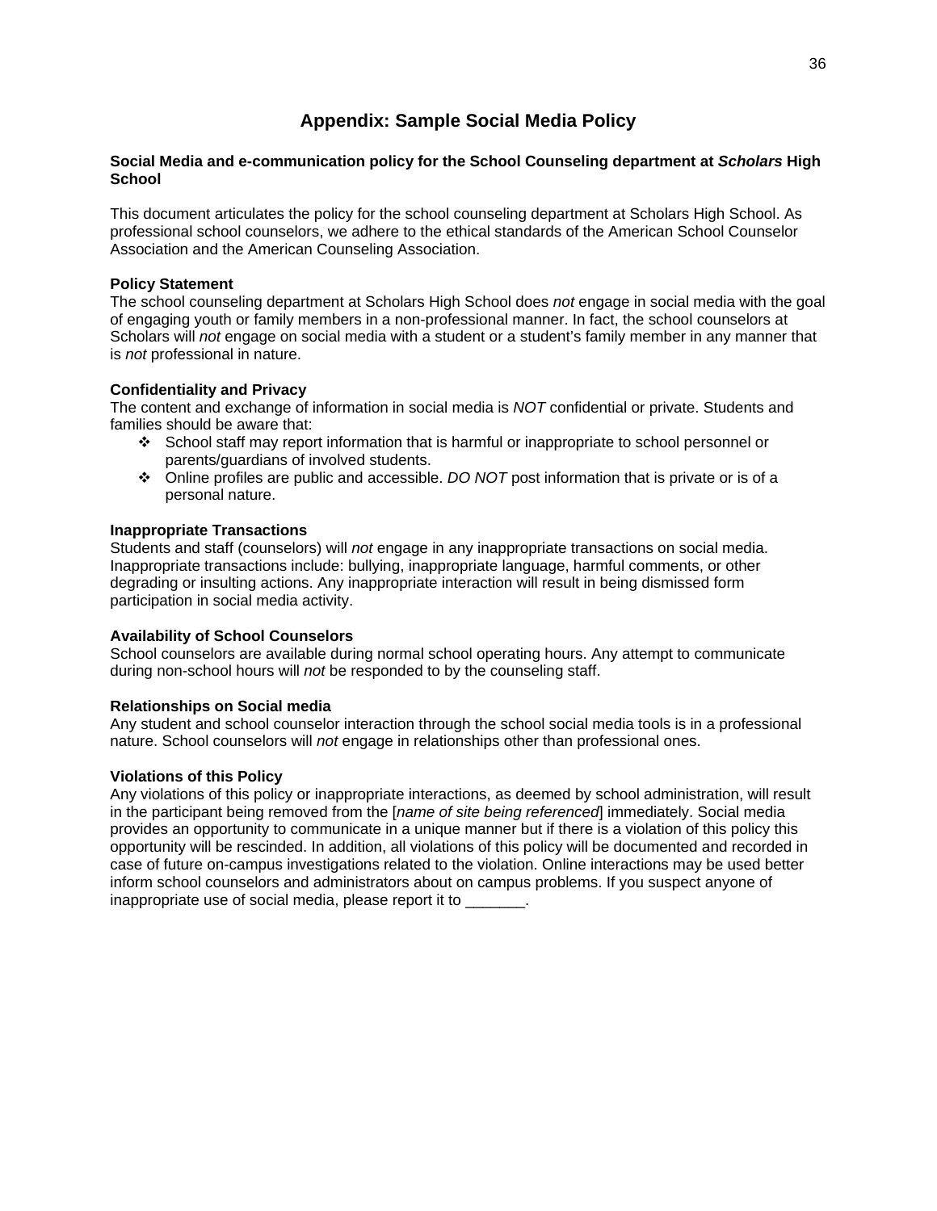# Appendix: Sample Social Media Policy

**Social Media and e-communication policy for the School Counseling department at *Scholars* High School**

This document articulates the policy for the school counseling department at Scholars High School. As professional school counselors, we adhere to the ethical standards of the American School Counselor Association and the American Counseling Association.

**Policy Statement**

The school counseling department at Scholars High School does *not* engage in social media with the goal of engaging youth or family members in a non-professional manner. In fact, the school counselors at Scholars will *not* engage on social media with a student or a student's family member in any manner that is *not* professional in nature.

**Confidentiality and Privacy**

The content and exchange of information in social media is *NOT* confidential or private. Students and families should be aware that:

- School staff may report information that is harmful or inappropriate to school personnel or parents/guardians of involved students.
- Online profiles are public and accessible. *DO NOT* post information that is private or is of a personal nature.

**Inappropriate Transactions**

Students and staff (counselors) will *not* engage in any inappropriate transactions on social media. Inappropriate transactions include: bullying, inappropriate language, harmful comments, or other degrading or insulting actions. Any inappropriate interaction will result in being dismissed form participation in social media activity.

**Availability of School Counselors**

School counselors are available during normal school operating hours. Any attempt to communicate during non-school hours will *not* be responded to by the counseling staff.

**Relationships on Social media**

Any student and school counselor interaction through the school social media tools is in a professional nature. School counselors will *not* engage in relationships other than professional ones.

**Violations of this Policy**

Any violations of this policy or inappropriate interactions, as deemed by school administration, will result in the participant being removed from the [*name of site being referenced*] immediately. Social media provides an opportunity to communicate in a unique manner but if there is a violation of this policy this opportunity will be rescinded. In addition, all violations of this policy will be documented and recorded in case of future on-campus investigations related to the violation. Online interactions may be used better inform school counselors and administrators about on campus problems. If you suspect anyone of inappropriate use of social media, please report it to _______.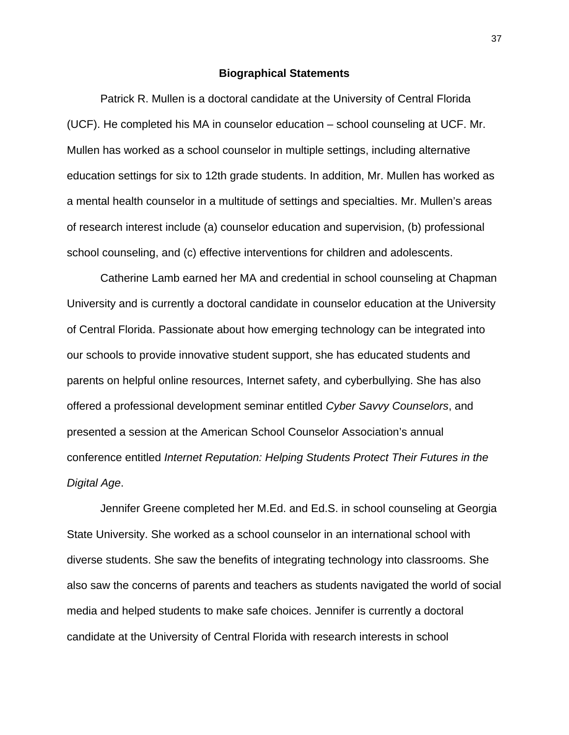## Biographical Statements

Patrick R. Mullen is a doctoral candidate at the University of Central Florida (UCF). He completed his MA in counselor education – school counseling at UCF. Mr. Mullen has worked as a school counselor in multiple settings, including alternative education settings for six to 12th grade students. In addition, Mr. Mullen has worked as a mental health counselor in a multitude of settings and specialties. Mr. Mullen's areas of research interest include (a) counselor education and supervision, (b) professional school counseling, and (c) effective interventions for children and adolescents.

Catherine Lamb earned her MA and credential in school counseling at Chapman University and is currently a doctoral candidate in counselor education at the University of Central Florida. Passionate about how emerging technology can be integrated into our schools to provide innovative student support, she has educated students and parents on helpful online resources, Internet safety, and cyberbullying. She has also offered a professional development seminar entitled *Cyber Savvy Counselors*, and presented a session at the American School Counselor Association's annual conference entitled *Internet Reputation: Helping Students Protect Their Futures in the Digital Age*.

Jennifer Greene completed her M.Ed. and Ed.S. in school counseling at Georgia State University. She worked as a school counselor in an international school with diverse students. She saw the benefits of integrating technology into classrooms. She also saw the concerns of parents and teachers as students navigated the world of social media and helped students to make safe choices. Jennifer is currently a doctoral candidate at the University of Central Florida with research interests in school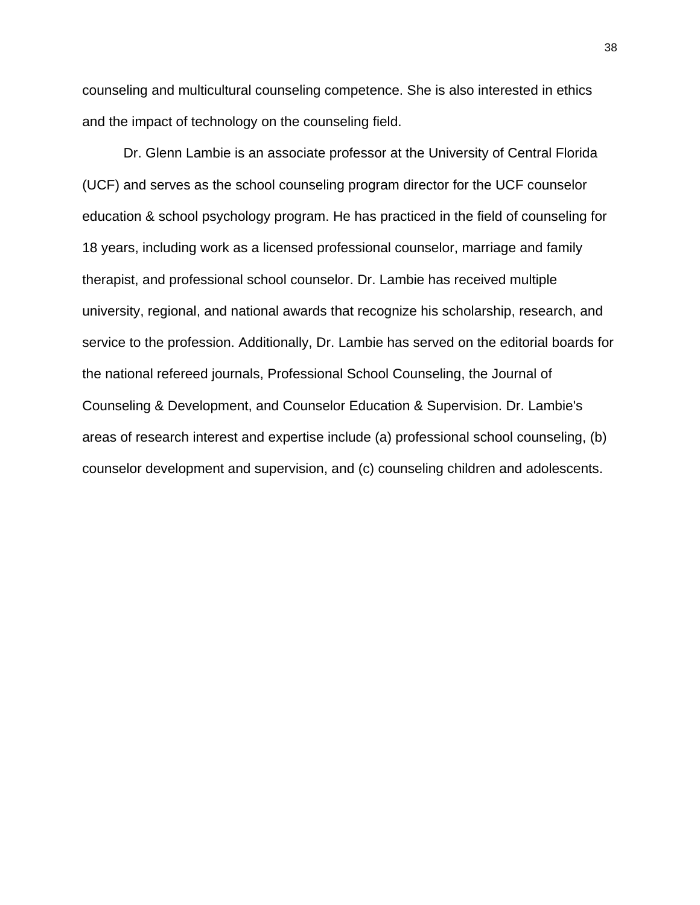counseling and multicultural counseling competence. She is also interested in ethics and the impact of technology on the counseling field.

Dr. Glenn Lambie is an associate professor at the University of Central Florida (UCF) and serves as the school counseling program director for the UCF counselor education & school psychology program. He has practiced in the field of counseling for 18 years, including work as a licensed professional counselor, marriage and family therapist, and professional school counselor. Dr. Lambie has received multiple university, regional, and national awards that recognize his scholarship, research, and service to the profession. Additionally, Dr. Lambie has served on the editorial boards for the national refereed journals, Professional School Counseling, the Journal of Counseling & Development, and Counselor Education & Supervision. Dr. Lambie's areas of research interest and expertise include (a) professional school counseling, (b) counselor development and supervision, and (c) counseling children and adolescents.